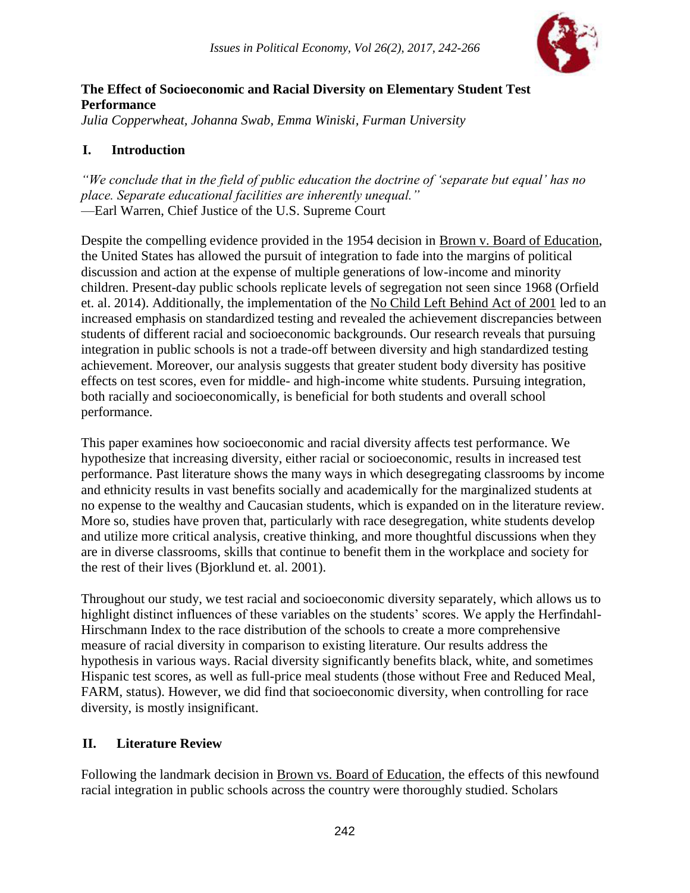# The Effect of Socioeconomic and Racial Diversity on Elementary Student Test Performance

*Julia Copperwheat, Johanna Swab, Emma Winiski, Furman University*

## I. Introduction

*"We conclude that in the field of public education the doctrine of 'separate but equal' has no place. Separate educational facilities are inherently unequal."*
—Earl Warren, Chief Justice of the U.S. Supreme Court

Despite the compelling evidence provided in the 1954 decision in Brown v. Board of Education, the United States has allowed the pursuit of integration to fade into the margins of political discussion and action at the expense of multiple generations of low-income and minority children. Present-day public schools replicate levels of segregation not seen since 1968 (Orfield et. al. 2014). Additionally, the implementation of the No Child Left Behind Act of 2001 led to an increased emphasis on standardized testing and revealed the achievement discrepancies between students of different racial and socioeconomic backgrounds. Our research reveals that pursuing integration in public schools is not a trade-off between diversity and high standardized testing achievement. Moreover, our analysis suggests that greater student body diversity has positive effects on test scores, even for middle- and high-income white students. Pursuing integration, both racially and socioeconomically, is beneficial for both students and overall school performance.

This paper examines how socioeconomic and racial diversity affects test performance. We hypothesize that increasing diversity, either racial or socioeconomic, results in increased test performance. Past literature shows the many ways in which desegregating classrooms by income and ethnicity results in vast benefits socially and academically for the marginalized students at no expense to the wealthy and Caucasian students, which is expanded on in the literature review. More so, studies have proven that, particularly with race desegregation, white students develop and utilize more critical analysis, creative thinking, and more thoughtful discussions when they are in diverse classrooms, skills that continue to benefit them in the workplace and society for the rest of their lives (Bjorklund et. al. 2001).

Throughout our study, we test racial and socioeconomic diversity separately, which allows us to highlight distinct influences of these variables on the students' scores. We apply the Herfindahl-Hirschmann Index to the race distribution of the schools to create a more comprehensive measure of racial diversity in comparison to existing literature. Our results address the hypothesis in various ways. Racial diversity significantly benefits black, white, and sometimes Hispanic test scores, as well as full-price meal students (those without Free and Reduced Meal, FARM, status). However, we did find that socioeconomic diversity, when controlling for race diversity, is mostly insignificant.

## II. Literature Review

Following the landmark decision in Brown vs. Board of Education, the effects of this newfound racial integration in public schools across the country were thoroughly studied. Scholars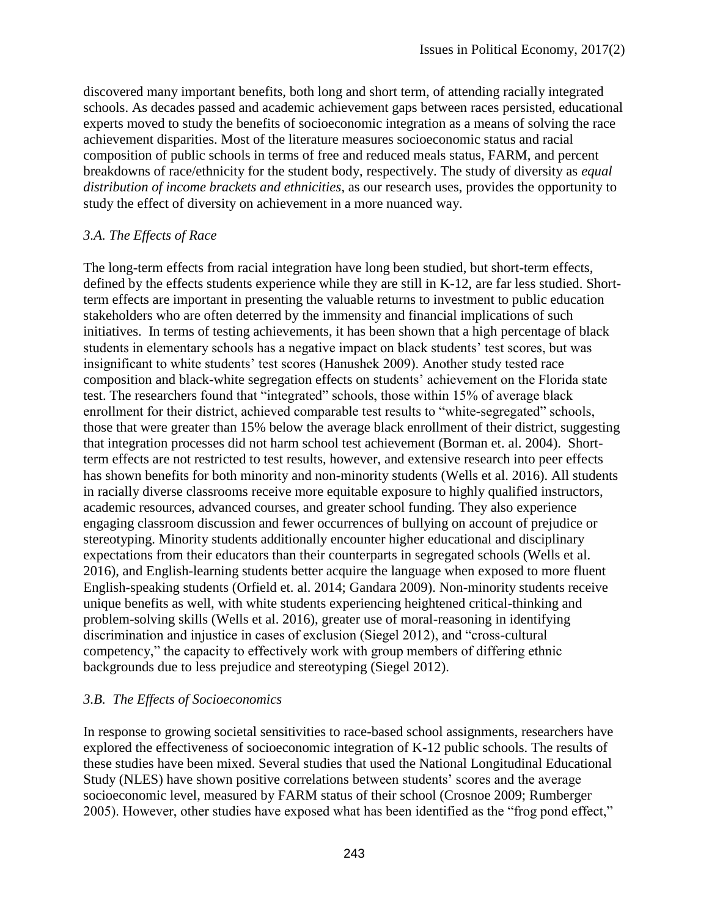discovered many important benefits, both long and short term, of attending racially integrated schools. As decades passed and academic achievement gaps between races persisted, educational experts moved to study the benefits of socioeconomic integration as a means of solving the race achievement disparities. Most of the literature measures socioeconomic status and racial composition of public schools in terms of free and reduced meals status, FARM, and percent breakdowns of race/ethnicity for the student body, respectively. The study of diversity as *equal distribution of income brackets and ethnicities*, as our research uses, provides the opportunity to study the effect of diversity on achievement in a more nuanced way.

### *3.A. The Effects of Race*

The long-term effects from racial integration have long been studied, but short-term effects, defined by the effects students experience while they are still in K-12, are far less studied. Short-term effects are important in presenting the valuable returns to investment to public education stakeholders who are often deterred by the immensity and financial implications of such initiatives. In terms of testing achievements, it has been shown that a high percentage of black students in elementary schools has a negative impact on black students' test scores, but was insignificant to white students' test scores (Hanushek 2009). Another study tested race composition and black-white segregation effects on students' achievement on the Florida state test. The researchers found that "integrated" schools, those within 15% of average black enrollment for their district, achieved comparable test results to "white-segregated" schools, those that were greater than 15% below the average black enrollment of their district, suggesting that integration processes did not harm school test achievement (Borman et. al. 2004). Short-term effects are not restricted to test results, however, and extensive research into peer effects has shown benefits for both minority and non-minority students (Wells et al. 2016). All students in racially diverse classrooms receive more equitable exposure to highly qualified instructors, academic resources, advanced courses, and greater school funding. They also experience engaging classroom discussion and fewer occurrences of bullying on account of prejudice or stereotyping. Minority students additionally encounter higher educational and disciplinary expectations from their educators than their counterparts in segregated schools (Wells et al. 2016), and English-learning students better acquire the language when exposed to more fluent English-speaking students (Orfield et. al. 2014; Gandara 2009). Non-minority students receive unique benefits as well, with white students experiencing heightened critical-thinking and problem-solving skills (Wells et al. 2016), greater use of moral-reasoning in identifying discrimination and injustice in cases of exclusion (Siegel 2012), and "cross-cultural competency," the capacity to effectively work with group members of differing ethnic backgrounds due to less prejudice and stereotyping (Siegel 2012).

### *3.B. The Effects of Socioeconomics*

In response to growing societal sensitivities to race-based school assignments, researchers have explored the effectiveness of socioeconomic integration of K-12 public schools. The results of these studies have been mixed. Several studies that used the National Longitudinal Educational Study (NLES) have shown positive correlations between students' scores and the average socioeconomic level, measured by FARM status of their school (Crosnoe 2009; Rumberger 2005). However, other studies have exposed what has been identified as the "frog pond effect,"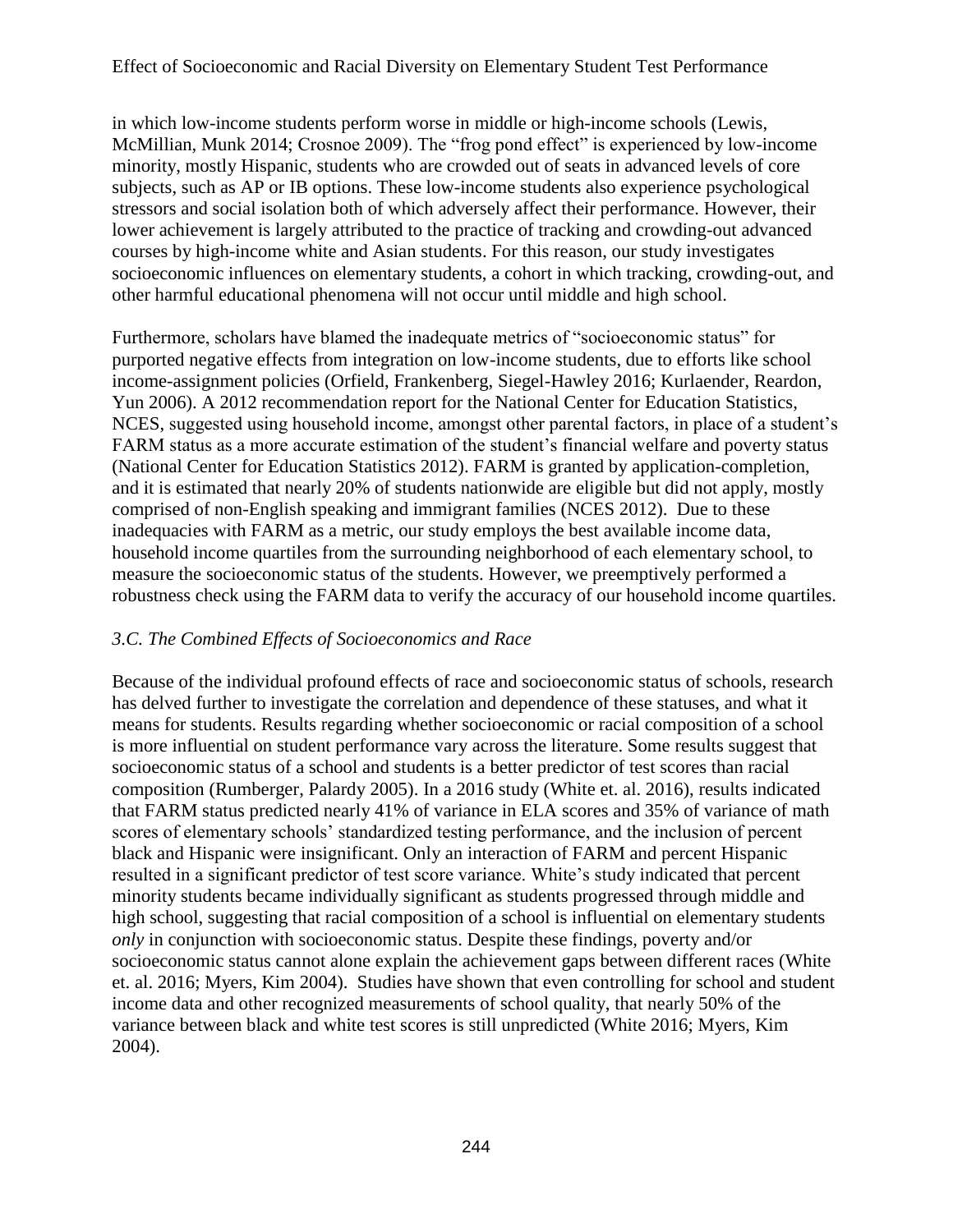in which low-income students perform worse in middle or high-income schools (Lewis, McMillian, Munk 2014; Crosnoe 2009). The "frog pond effect" is experienced by low-income minority, mostly Hispanic, students who are crowded out of seats in advanced levels of core subjects, such as AP or IB options. These low-income students also experience psychological stressors and social isolation both of which adversely affect their performance. However, their lower achievement is largely attributed to the practice of tracking and crowding-out advanced courses by high-income white and Asian students. For this reason, our study investigates socioeconomic influences on elementary students, a cohort in which tracking, crowding-out, and other harmful educational phenomena will not occur until middle and high school.

Furthermore, scholars have blamed the inadequate metrics of "socioeconomic status" for purported negative effects from integration on low-income students, due to efforts like school income-assignment policies (Orfield, Frankenberg, Siegel-Hawley 2016; Kurlaender, Reardon, Yun 2006). A 2012 recommendation report for the National Center for Education Statistics, NCES, suggested using household income, amongst other parental factors, in place of a student's FARM status as a more accurate estimation of the student's financial welfare and poverty status (National Center for Education Statistics 2012). FARM is granted by application-completion, and it is estimated that nearly 20% of students nationwide are eligible but did not apply, mostly comprised of non-English speaking and immigrant families (NCES 2012). Due to these inadequacies with FARM as a metric, our study employs the best available income data, household income quartiles from the surrounding neighborhood of each elementary school, to measure the socioeconomic status of the students. However, we preemptively performed a robustness check using the FARM data to verify the accuracy of our household income quartiles.

### *3.C. The Combined Effects of Socioeconomics and Race*

Because of the individual profound effects of race and socioeconomic status of schools, research has delved further to investigate the correlation and dependence of these statuses, and what it means for students. Results regarding whether socioeconomic or racial composition of a school is more influential on student performance vary across the literature. Some results suggest that socioeconomic status of a school and students is a better predictor of test scores than racial composition (Rumberger, Palardy 2005). In a 2016 study (White et. al. 2016), results indicated that FARM status predicted nearly 41% of variance in ELA scores and 35% of variance of math scores of elementary schools' standardized testing performance, and the inclusion of percent black and Hispanic were insignificant. Only an interaction of FARM and percent Hispanic resulted in a significant predictor of test score variance. White's study indicated that percent minority students became individually significant as students progressed through middle and high school, suggesting that racial composition of a school is influential on elementary students *only* in conjunction with socioeconomic status. Despite these findings, poverty and/or socioeconomic status cannot alone explain the achievement gaps between different races (White et. al. 2016; Myers, Kim 2004). Studies have shown that even controlling for school and student income data and other recognized measurements of school quality, that nearly 50% of the variance between black and white test scores is still unpredicted (White 2016; Myers, Kim 2004).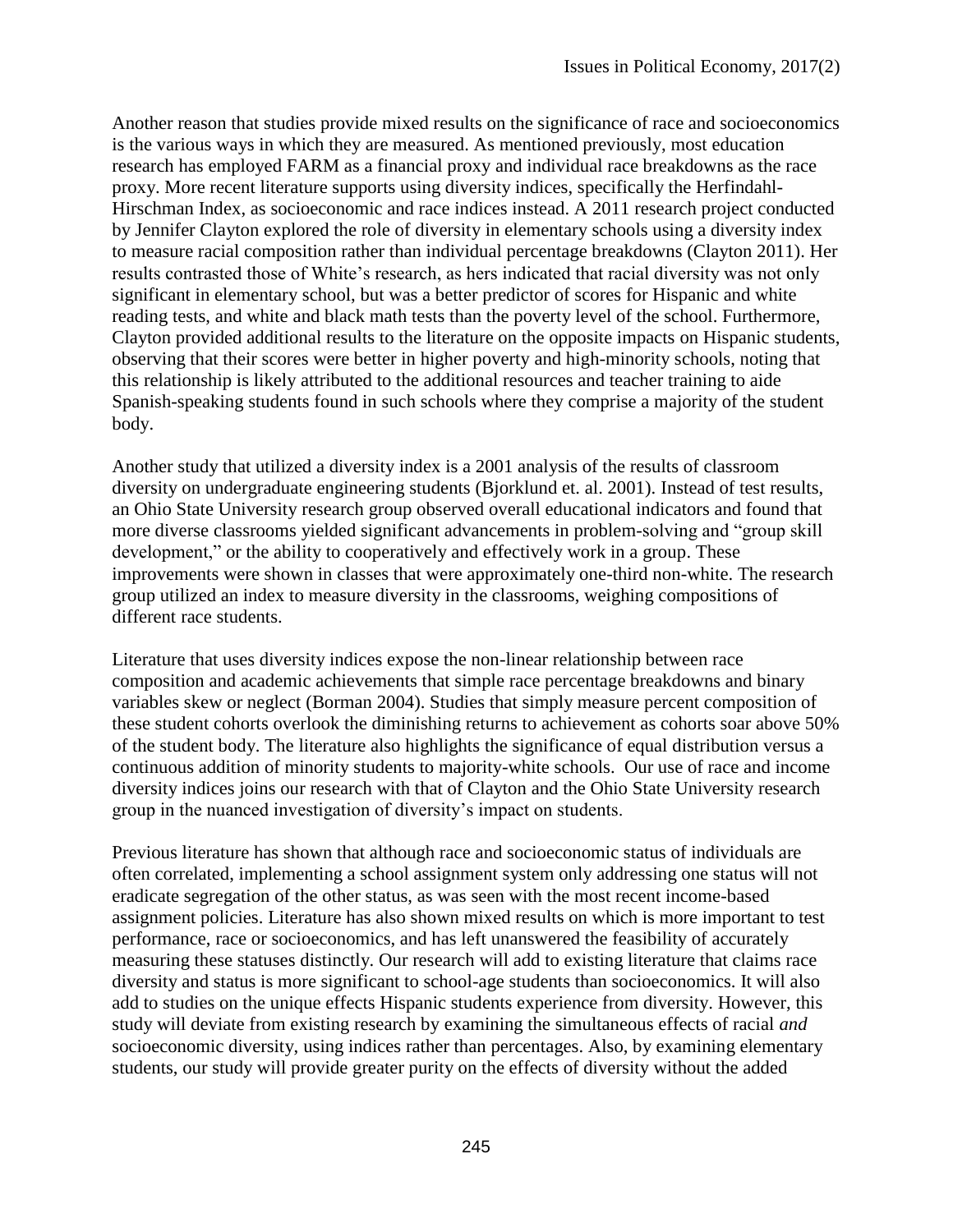Another reason that studies provide mixed results on the significance of race and socioeconomics is the various ways in which they are measured. As mentioned previously, most education research has employed FARM as a financial proxy and individual race breakdowns as the race proxy. More recent literature supports using diversity indices, specifically the Herfindahl-Hirschman Index, as socioeconomic and race indices instead. A 2011 research project conducted by Jennifer Clayton explored the role of diversity in elementary schools using a diversity index to measure racial composition rather than individual percentage breakdowns (Clayton 2011). Her results contrasted those of White's research, as hers indicated that racial diversity was not only significant in elementary school, but was a better predictor of scores for Hispanic and white reading tests, and white and black math tests than the poverty level of the school. Furthermore, Clayton provided additional results to the literature on the opposite impacts on Hispanic students, observing that their scores were better in higher poverty and high-minority schools, noting that this relationship is likely attributed to the additional resources and teacher training to aide Spanish-speaking students found in such schools where they comprise a majority of the student body.

Another study that utilized a diversity index is a 2001 analysis of the results of classroom diversity on undergraduate engineering students (Bjorklund et. al. 2001). Instead of test results, an Ohio State University research group observed overall educational indicators and found that more diverse classrooms yielded significant advancements in problem-solving and "group skill development," or the ability to cooperatively and effectively work in a group. These improvements were shown in classes that were approximately one-third non-white. The research group utilized an index to measure diversity in the classrooms, weighing compositions of different race students.

Literature that uses diversity indices expose the non-linear relationship between race composition and academic achievements that simple race percentage breakdowns and binary variables skew or neglect (Borman 2004). Studies that simply measure percent composition of these student cohorts overlook the diminishing returns to achievement as cohorts soar above 50% of the student body. The literature also highlights the significance of equal distribution versus a continuous addition of minority students to majority-white schools. Our use of race and income diversity indices joins our research with that of Clayton and the Ohio State University research group in the nuanced investigation of diversity's impact on students.

Previous literature has shown that although race and socioeconomic status of individuals are often correlated, implementing a school assignment system only addressing one status will not eradicate segregation of the other status, as was seen with the most recent income-based assignment policies. Literature has also shown mixed results on which is more important to test performance, race or socioeconomics, and has left unanswered the feasibility of accurately measuring these statuses distinctly. Our research will add to existing literature that claims race diversity and status is more significant to school-age students than socioeconomics. It will also add to studies on the unique effects Hispanic students experience from diversity. However, this study will deviate from existing research by examining the simultaneous effects of racial *and* socioeconomic diversity, using indices rather than percentages. Also, by examining elementary students, our study will provide greater purity on the effects of diversity without the added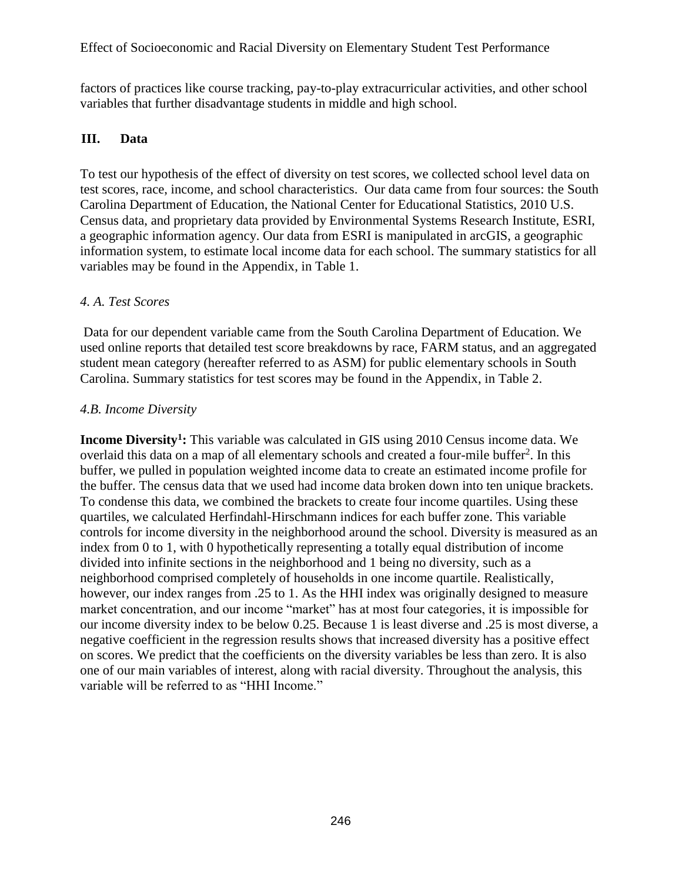factors of practices like course tracking, pay-to-play extracurricular activities, and other school variables that further disadvantage students in middle and high school.

## III. Data

To test our hypothesis of the effect of diversity on test scores, we collected school level data on test scores, race, income, and school characteristics. Our data came from four sources: the South Carolina Department of Education, the National Center for Educational Statistics, 2010 U.S. Census data, and proprietary data provided by Environmental Systems Research Institute, ESRI, a geographic information agency. Our data from ESRI is manipulated in arcGIS, a geographic information system, to estimate local income data for each school. The summary statistics for all variables may be found in the Appendix, in Table 1.

### *4. A. Test Scores*

Data for our dependent variable came from the South Carolina Department of Education. We used online reports that detailed test score breakdowns by race, FARM status, and an aggregated student mean category (hereafter referred to as ASM) for public elementary schools in South Carolina. Summary statistics for test scores may be found in the Appendix, in Table 2.

### *4.B. Income Diversity*

**Income Diversity[1]:** This variable was calculated in GIS using 2010 Census income data. We overlaid this data on a map of all elementary schools and created a four-mile buffer[2]. In this buffer, we pulled in population weighted income data to create an estimated income profile for the buffer. The census data that we used had income data broken down into ten unique brackets. To condense this data, we combined the brackets to create four income quartiles. Using these quartiles, we calculated Herfindahl-Hirschmann indices for each buffer zone. This variable controls for income diversity in the neighborhood around the school. Diversity is measured as an index from 0 to 1, with 0 hypothetically representing a totally equal distribution of income divided into infinite sections in the neighborhood and 1 being no diversity, such as a neighborhood comprised completely of households in one income quartile. Realistically, however, our index ranges from .25 to 1. As the HHI index was originally designed to measure market concentration, and our income "market" has at most four categories, it is impossible for our income diversity index to be below 0.25. Because 1 is least diverse and .25 is most diverse, a negative coefficient in the regression results shows that increased diversity has a positive effect on scores. We predict that the coefficients on the diversity variables be less than zero. It is also one of our main variables of interest, along with racial diversity. Throughout the analysis, this variable will be referred to as "HHI Income."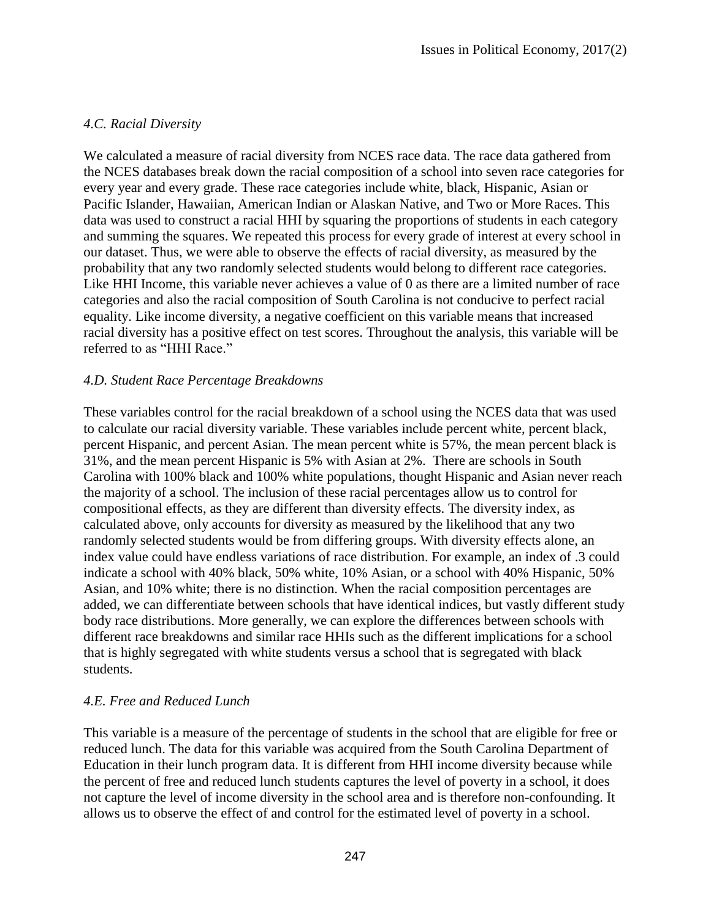### *4.C. Racial Diversity*

We calculated a measure of racial diversity from NCES race data. The race data gathered from the NCES databases break down the racial composition of a school into seven race categories for every year and every grade. These race categories include white, black, Hispanic, Asian or Pacific Islander, Hawaiian, American Indian or Alaskan Native, and Two or More Races. This data was used to construct a racial HHI by squaring the proportions of students in each category and summing the squares. We repeated this process for every grade of interest at every school in our dataset. Thus, we were able to observe the effects of racial diversity, as measured by the probability that any two randomly selected students would belong to different race categories. Like HHI Income, this variable never achieves a value of 0 as there are a limited number of race categories and also the racial composition of South Carolina is not conducive to perfect racial equality. Like income diversity, a negative coefficient on this variable means that increased racial diversity has a positive effect on test scores. Throughout the analysis, this variable will be referred to as "HHI Race."

### *4.D. Student Race Percentage Breakdowns*

These variables control for the racial breakdown of a school using the NCES data that was used to calculate our racial diversity variable. These variables include percent white, percent black, percent Hispanic, and percent Asian. The mean percent white is 57%, the mean percent black is 31%, and the mean percent Hispanic is 5% with Asian at 2%. There are schools in South Carolina with 100% black and 100% white populations, thought Hispanic and Asian never reach the majority of a school. The inclusion of these racial percentages allow us to control for compositional effects, as they are different than diversity effects. The diversity index, as calculated above, only accounts for diversity as measured by the likelihood that any two randomly selected students would be from differing groups. With diversity effects alone, an index value could have endless variations of race distribution. For example, an index of .3 could indicate a school with 40% black, 50% white, 10% Asian, or a school with 40% Hispanic, 50% Asian, and 10% white; there is no distinction. When the racial composition percentages are added, we can differentiate between schools that have identical indices, but vastly different study body race distributions. More generally, we can explore the differences between schools with different race breakdowns and similar race HHIs such as the different implications for a school that is highly segregated with white students versus a school that is segregated with black students.

### *4.E. Free and Reduced Lunch*

This variable is a measure of the percentage of students in the school that are eligible for free or reduced lunch. The data for this variable was acquired from the South Carolina Department of Education in their lunch program data. It is different from HHI income diversity because while the percent of free and reduced lunch students captures the level of poverty in a school, it does not capture the level of income diversity in the school area and is therefore non-confounding. It allows us to observe the effect of and control for the estimated level of poverty in a school.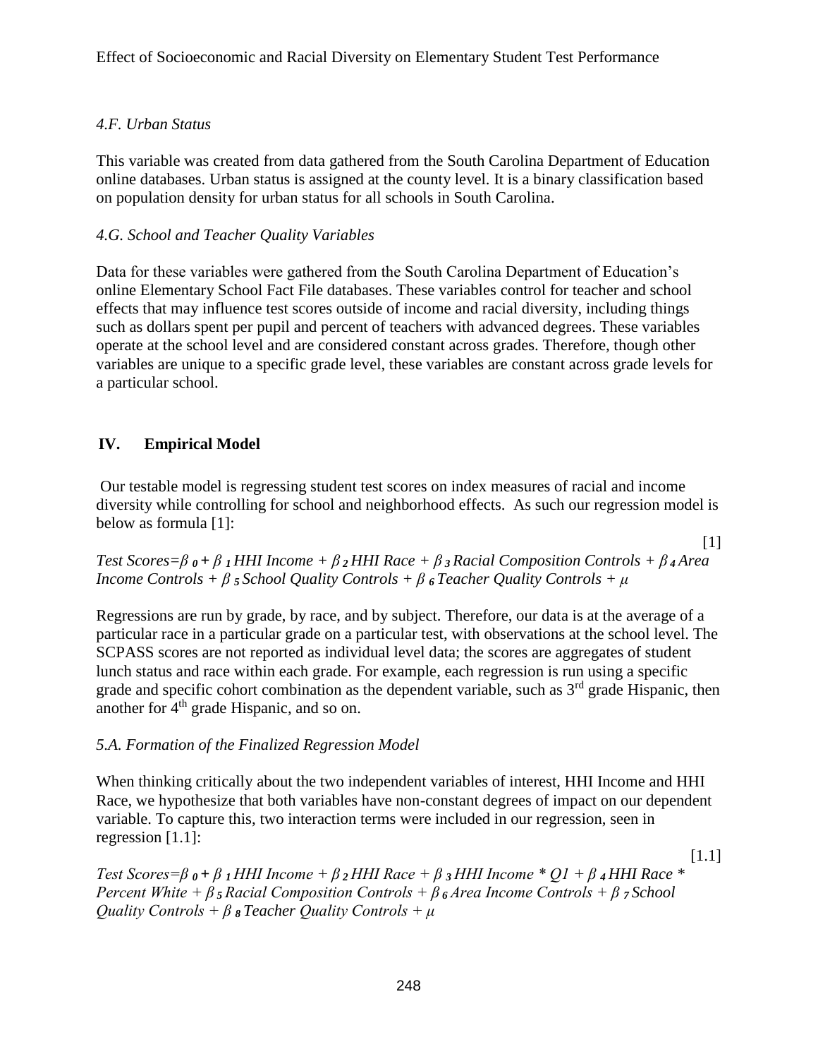*4.F. Urban Status*

This variable was created from data gathered from the South Carolina Department of Education online databases. Urban status is assigned at the county level. It is a binary classification based on population density for urban status for all schools in South Carolina.

*4.G. School and Teacher Quality Variables*

Data for these variables were gathered from the South Carolina Department of Education's online Elementary School Fact File databases. These variables control for teacher and school effects that may influence test scores outside of income and racial diversity, including things such as dollars spent per pupil and percent of teachers with advanced degrees. These variables operate at the school level and are considered constant across grades. Therefore, though other variables are unique to a specific grade level, these variables are constant across grade levels for a particular school.

## IV. Empirical Model

Our testable model is regressing student test scores on index measures of racial and income diversity while controlling for school and neighborhood effects. As such our regression model is below as formula [1]:

$$\text{Test Scores} = \beta_0 + \beta_1 \text{HHI Income} + \beta_2 \text{HHI Race} + \beta_3 \text{Racial Composition Controls} + \beta_4 \text{Area Income Controls} + \beta_5 \text{School Quality Controls} + \beta_6 \text{Teacher Quality Controls} + \mu \quad [1]$$

Regressions are run by grade, by race, and by subject. Therefore, our data is at the average of a particular race in a particular grade on a particular test, with observations at the school level. The SCPASS scores are not reported as individual level data; the scores are aggregates of student lunch status and race within each grade. For example, each regression is run using a specific grade and specific cohort combination as the dependent variable, such as 3rd grade Hispanic, then another for 4th grade Hispanic, and so on.

*5.A. Formation of the Finalized Regression Model*

When thinking critically about the two independent variables of interest, HHI Income and HHI Race, we hypothesize that both variables have non-constant degrees of impact on our dependent variable. To capture this, two interaction terms were included in our regression, seen in regression [1.1]:

$$\text{Test Scores} = \beta_0 + \beta_1 \text{HHI Income} + \beta_2 \text{HHI Race} + \beta_3 \text{HHI Income} * Q1 + \beta_4 \text{HHI Race} * \text{Percent White} + \beta_5 \text{Racial Composition Controls} + \beta_6 \text{Area Income Controls} + \beta_7 \text{School Quality Controls} + \beta_8 \text{Teacher Quality Controls} + \mu \quad [1.1]$$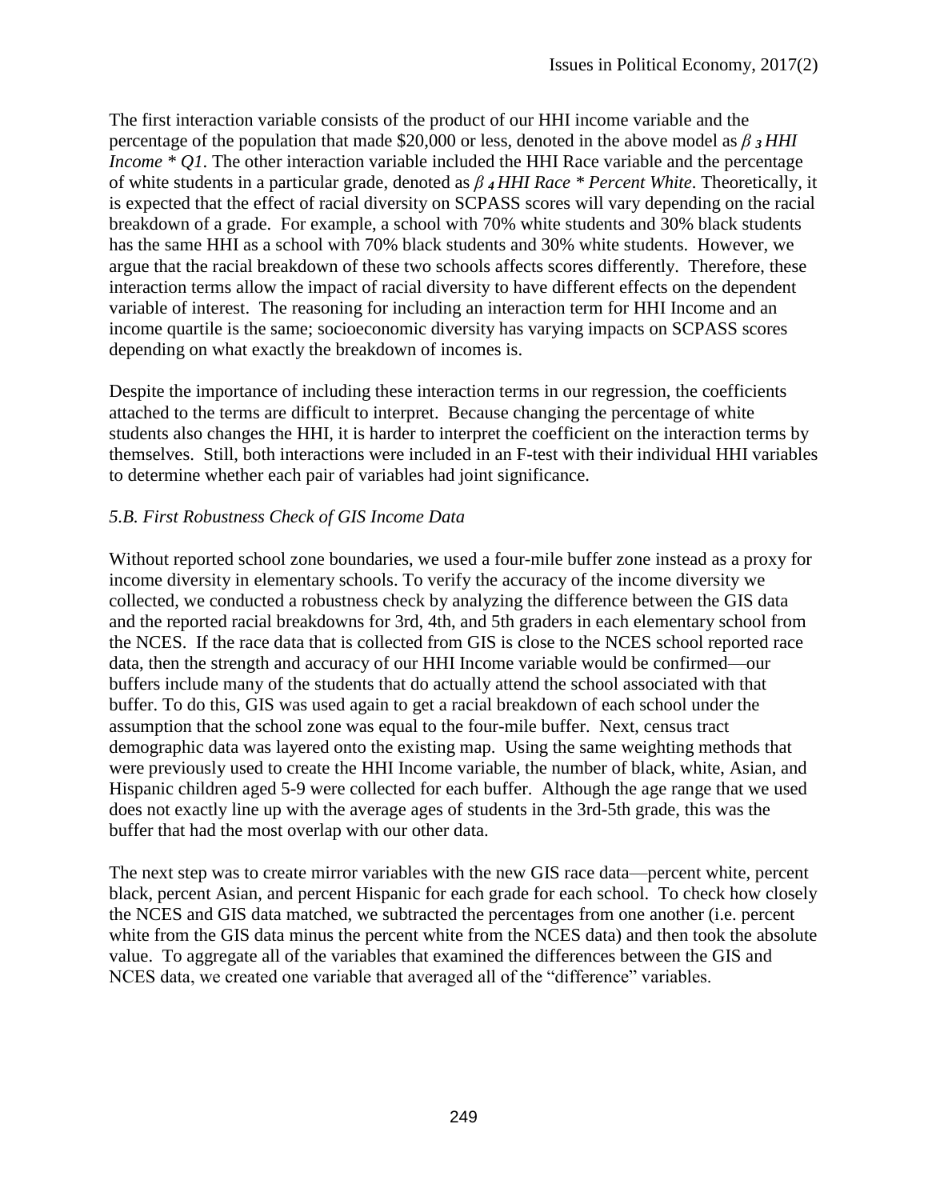The first interaction variable consists of the product of our HHI income variable and the percentage of the population that made \$20,000 or less, denoted in the above model as $\beta_3$ *HHI Income * Q1*. The other interaction variable included the HHI Race variable and the percentage of white students in a particular grade, denoted as $\beta_4$ *HHI Race * Percent White*. Theoretically, it is expected that the effect of racial diversity on SCPASS scores will vary depending on the racial breakdown of a grade. For example, a school with 70% white students and 30% black students has the same HHI as a school with 70% black students and 30% white students. However, we argue that the racial breakdown of these two schools affects scores differently. Therefore, these interaction terms allow the impact of racial diversity to have different effects on the dependent variable of interest. The reasoning for including an interaction term for HHI Income and an income quartile is the same; socioeconomic diversity has varying impacts on SCPASS scores depending on what exactly the breakdown of incomes is.

Despite the importance of including these interaction terms in our regression, the coefficients attached to the terms are difficult to interpret. Because changing the percentage of white students also changes the HHI, it is harder to interpret the coefficient on the interaction terms by themselves. Still, both interactions were included in an F-test with their individual HHI variables to determine whether each pair of variables had joint significance.

### *5.B. First Robustness Check of GIS Income Data*

Without reported school zone boundaries, we used a four-mile buffer zone instead as a proxy for income diversity in elementary schools. To verify the accuracy of the income diversity we collected, we conducted a robustness check by analyzing the difference between the GIS data and the reported racial breakdowns for 3rd, 4th, and 5th graders in each elementary school from the NCES. If the race data that is collected from GIS is close to the NCES school reported race data, then the strength and accuracy of our HHI Income variable would be confirmed—our buffers include many of the students that do actually attend the school associated with that buffer. To do this, GIS was used again to get a racial breakdown of each school under the assumption that the school zone was equal to the four-mile buffer. Next, census tract demographic data was layered onto the existing map. Using the same weighting methods that were previously used to create the HHI Income variable, the number of black, white, Asian, and Hispanic children aged 5-9 were collected for each buffer. Although the age range that we used does not exactly line up with the average ages of students in the 3rd-5th grade, this was the buffer that had the most overlap with our other data.

The next step was to create mirror variables with the new GIS race data—percent white, percent black, percent Asian, and percent Hispanic for each grade for each school. To check how closely the NCES and GIS data matched, we subtracted the percentages from one another (i.e. percent white from the GIS data minus the percent white from the NCES data) and then took the absolute value. To aggregate all of the variables that examined the differences between the GIS and NCES data, we created one variable that averaged all of the "difference" variables.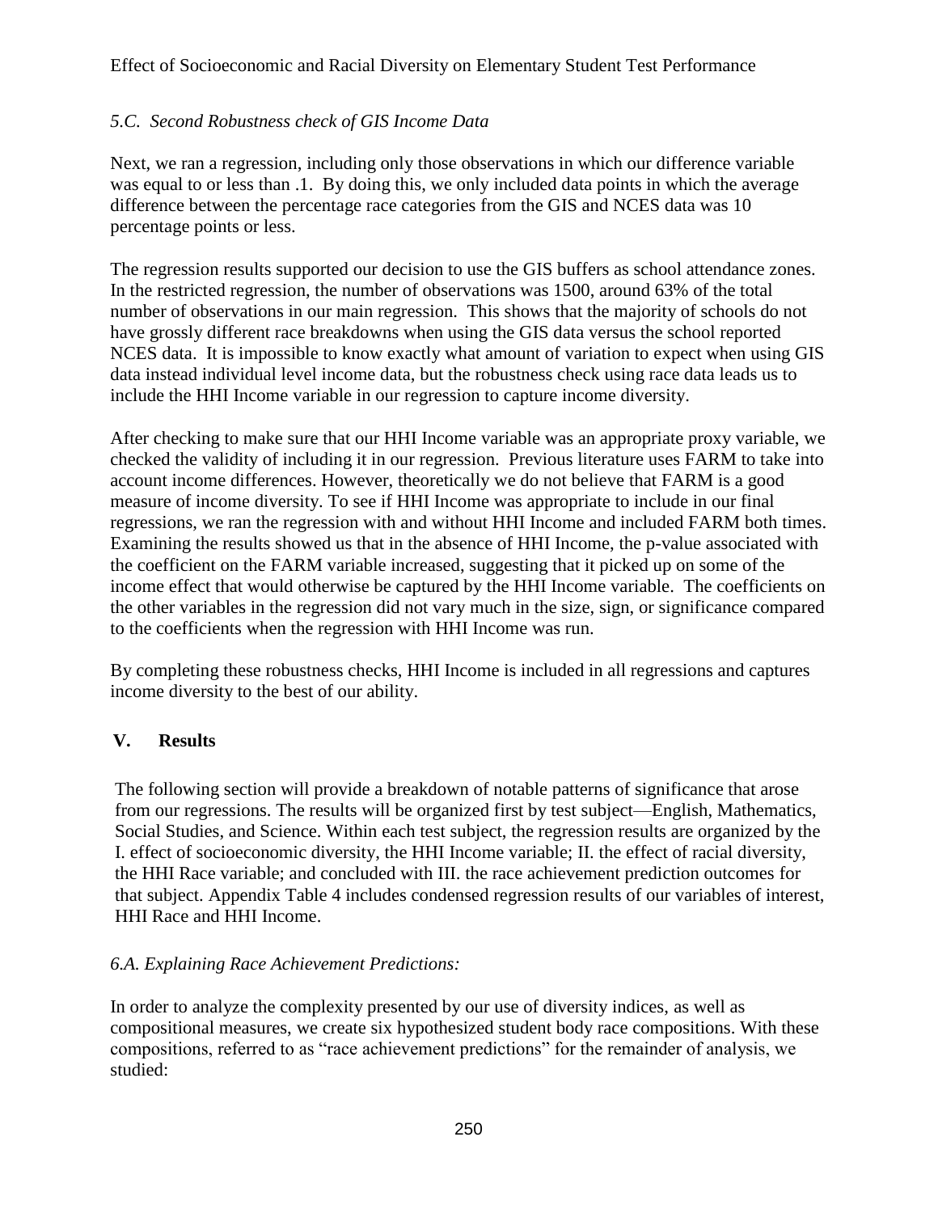### *5.C. Second Robustness check of GIS Income Data*

Next, we ran a regression, including only those observations in which our difference variable was equal to or less than .1. By doing this, we only included data points in which the average difference between the percentage race categories from the GIS and NCES data was 10 percentage points or less.

The regression results supported our decision to use the GIS buffers as school attendance zones. In the restricted regression, the number of observations was 1500, around 63% of the total number of observations in our main regression. This shows that the majority of schools do not have grossly different race breakdowns when using the GIS data versus the school reported NCES data. It is impossible to know exactly what amount of variation to expect when using GIS data instead individual level income data, but the robustness check using race data leads us to include the HHI Income variable in our regression to capture income diversity.

After checking to make sure that our HHI Income variable was an appropriate proxy variable, we checked the validity of including it in our regression. Previous literature uses FARM to take into account income differences. However, theoretically we do not believe that FARM is a good measure of income diversity. To see if HHI Income was appropriate to include in our final regressions, we ran the regression with and without HHI Income and included FARM both times. Examining the results showed us that in the absence of HHI Income, the p-value associated with the coefficient on the FARM variable increased, suggesting that it picked up on some of the income effect that would otherwise be captured by the HHI Income variable. The coefficients on the other variables in the regression did not vary much in the size, sign, or significance compared to the coefficients when the regression with HHI Income was run.

By completing these robustness checks, HHI Income is included in all regressions and captures income diversity to the best of our ability.

## V. Results

The following section will provide a breakdown of notable patterns of significance that arose from our regressions. The results will be organized first by test subject—English, Mathematics, Social Studies, and Science. Within each test subject, the regression results are organized by the I. effect of socioeconomic diversity, the HHI Income variable; II. the effect of racial diversity, the HHI Race variable; and concluded with III. the race achievement prediction outcomes for that subject. Appendix Table 4 includes condensed regression results of our variables of interest, HHI Race and HHI Income.

### *6.A. Explaining Race Achievement Predictions:*

In order to analyze the complexity presented by our use of diversity indices, as well as compositional measures, we create six hypothesized student body race compositions. With these compositions, referred to as "race achievement predictions" for the remainder of analysis, we studied: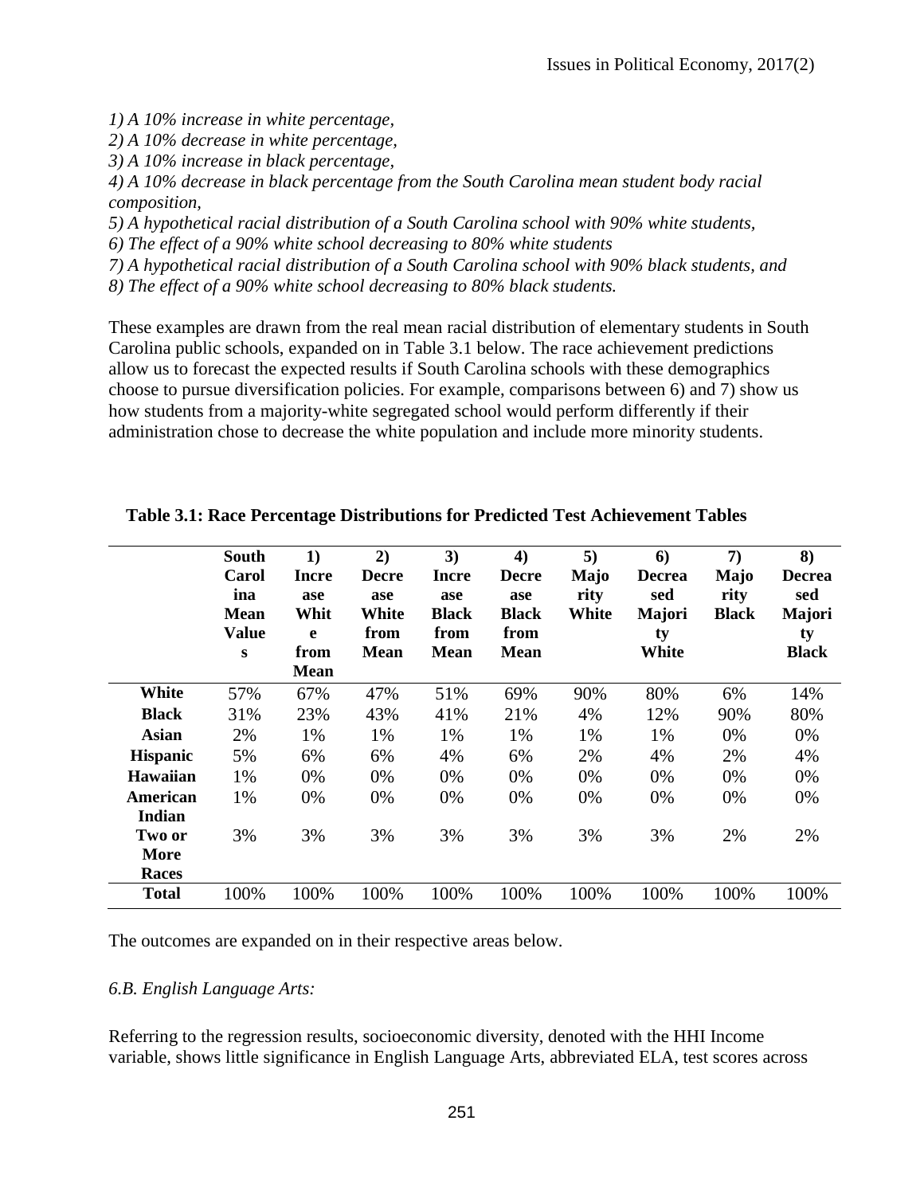*1) A 10% increase in white percentage,*
*2) A 10% decrease in white percentage,*
*3) A 10% increase in black percentage,*
*4) A 10% decrease in black percentage from the South Carolina mean student body racial composition,*
*5) A hypothetical racial distribution of a South Carolina school with 90% white students,*
*6) The effect of a 90% white school decreasing to 80% white students*
*7) A hypothetical racial distribution of a South Carolina school with 90% black students, and*
*8) The effect of a 90% white school decreasing to 80% black students.*

These examples are drawn from the real mean racial distribution of elementary students in South Carolina public schools, expanded on in Table 3.1 below. The race achievement predictions allow us to forecast the expected results if South Carolina schools with these demographics choose to pursue diversification policies. For example, comparisons between 6) and 7) show us how students from a majority-white segregated school would perform differently if their administration chose to decrease the white population and include more minority students.

**Table 3.1: Race Percentage Distributions for Predicted Test Achievement Tables**

| | **South Carolina Mean Values** | **1) Increase White from Mean** | **2) Decrease White from Mean** | **3) Increase Black from Mean** | **4) Decrease Black from Mean** | **5) Majority White** | **6) Decreased Majority White** | **7) Majority Black** | **8) Decreased Majority Black** |
|---|---|---|---|---|---|---|---|---|---|
| **White** | 57% | 67% | 47% | 51% | 69% | 90% | 80% | 6% | 14% |
| **Black** | 31% | 23% | 43% | 41% | 21% | 4% | 12% | 90% | 80% |
| **Asian** | 2% | 1% | 1% | 1% | 1% | 1% | 1% | 0% | 0% |
| **Hispanic** | 5% | 6% | 6% | 4% | 6% | 2% | 4% | 2% | 4% |
| **Hawaiian** | 1% | 0% | 0% | 0% | 0% | 0% | 0% | 0% | 0% |
| **American Indian** | 1% | 0% | 0% | 0% | 0% | 0% | 0% | 0% | 0% |
| **Two or More Races** | 3% | 3% | 3% | 3% | 3% | 3% | 3% | 2% | 2% |
| **Total** | 100% | 100% | 100% | 100% | 100% | 100% | 100% | 100% | 100% |

The outcomes are expanded on in their respective areas below.

*6.B. English Language Arts:*

Referring to the regression results, socioeconomic diversity, denoted with the HHI Income variable, shows little significance in English Language Arts, abbreviated ELA, test scores across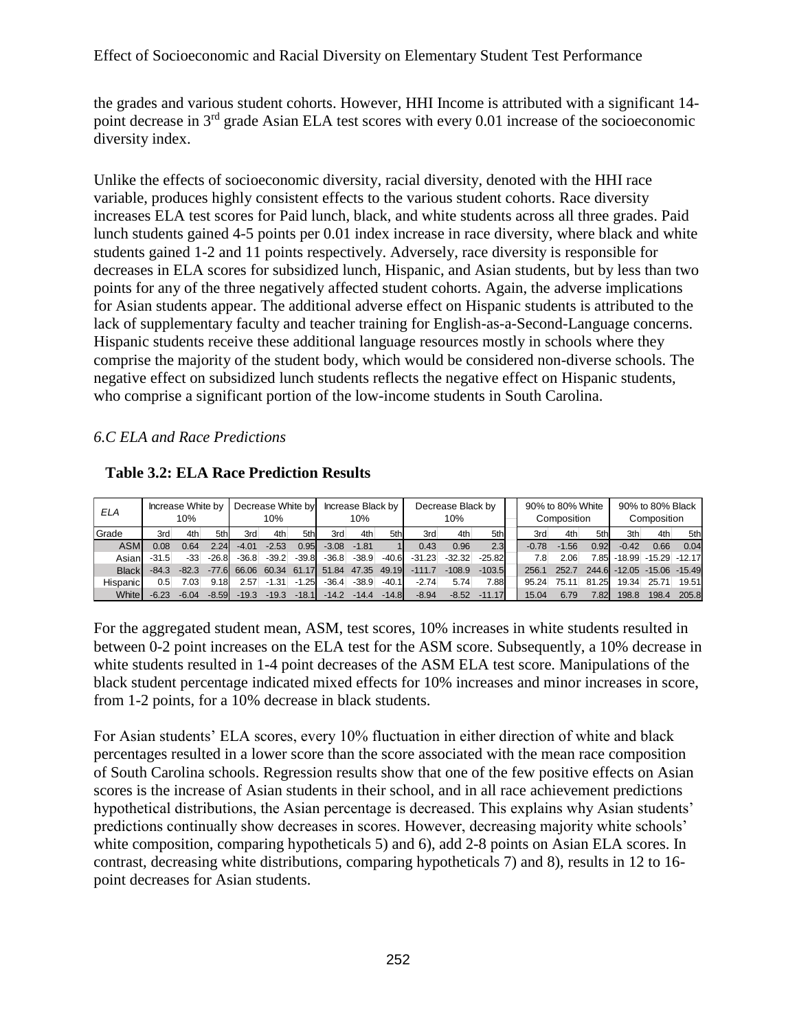the grades and various student cohorts. However, HHI Income is attributed with a significant 14-point decrease in 3rd grade Asian ELA test scores with every 0.01 increase of the socioeconomic diversity index.

Unlike the effects of socioeconomic diversity, racial diversity, denoted with the HHI race variable, produces highly consistent effects to the various student cohorts. Race diversity increases ELA test scores for Paid lunch, black, and white students across all three grades. Paid lunch students gained 4-5 points per 0.01 index increase in race diversity, where black and white students gained 1-2 and 11 points respectively. Adversely, race diversity is responsible for decreases in ELA scores for subsidized lunch, Hispanic, and Asian students, but by less than two points for any of the three negatively affected student cohorts. Again, the adverse implications for Asian students appear. The additional adverse effect on Hispanic students is attributed to the lack of supplementary faculty and teacher training for English-as-a-Second-Language concerns. Hispanic students receive these additional language resources mostly in schools where they comprise the majority of the student body, which would be considered non-diverse schools. The negative effect on subsidized lunch students reflects the negative effect on Hispanic students, who comprise a significant portion of the low-income students in South Carolina.

*6.C ELA and Race Predictions*

**Table 3.2: ELA Race Prediction Results**

| *ELA* | Increase White by 10% | | | Decrease White by 10% | | | Increase Black by 10% | | | Decrease Black by 10% | | | 90% to 80% White Composition | | | 90% to 80% Black Composition | | |
|---|---|---|---|---|---|---|---|---|---|---|---|---|---|---|---|---|---|---|
| Grade | 3rd | 4th | 5th | 3rd | 4th | 5th | 3rd | 4th | 5th | 3rd | 4th | 5th | 3rd | 4th | 5th | 3th | 4th | 5th |
| ASM | 0.08 | 0.64 | 2.24 | -4.01 | -2.53 | 0.95 | -3.08 | -1.81 | 1 | 0.43 | 0.96 | 2.3 | -0.78 | -1.56 | 0.92 | -0.42 | 0.66 | 0.04 |
| Asian | -31.5 | -33 | -26.8 | -36.8 | -39.2 | -39.8 | -36.8 | -38.9 | -40.6 | -31.23 | -32.32 | -25.82 | 7.8 | 2.06 | 7.85 | -18.99 | -15.29 | -12.17 |
| Black | -84.3 | -82.3 | -77.6 | 66.06 | 60.34 | 61.17 | 51.84 | 47.35 | 49.19 | -111.7 | -108.9 | -103.5 | 256.1 | 252.7 | 244.6 | -12.05 | -15.06 | -15.49 |
| Hispanic | 0.5 | 7.03 | 9.18 | 2.57 | -1.31 | -1.25 | -36.4 | -38.9 | -40.1 | -2.74 | 5.74 | 7.88 | 95.24 | 75.11 | 81.25 | 19.34 | 25.71 | 19.51 |
| White | -6.23 | -6.04 | -8.59 | -19.3 | -19.3 | -18.1 | -14.2 | -14.4 | -14.8 | -8.94 | -8.52 | -11.17 | 15.04 | 6.79 | 7.82 | 198.8 | 198.4 | 205.8 |

For the aggregated student mean, ASM, test scores, 10% increases in white students resulted in between 0-2 point increases on the ELA test for the ASM score. Subsequently, a 10% decrease in white students resulted in 1-4 point decreases of the ASM ELA test score. Manipulations of the black student percentage indicated mixed effects for 10% increases and minor increases in score, from 1-2 points, for a 10% decrease in black students.

For Asian students' ELA scores, every 10% fluctuation in either direction of white and black percentages resulted in a lower score than the score associated with the mean race composition of South Carolina schools. Regression results show that one of the few positive effects on Asian scores is the increase of Asian students in their school, and in all race achievement predictions hypothetical distributions, the Asian percentage is decreased. This explains why Asian students' predictions continually show decreases in scores. However, decreasing majority white schools' white composition, comparing hypotheticals 5) and 6), add 2-8 points on Asian ELA scores. In contrast, decreasing white distributions, comparing hypotheticals 7) and 8), results in 12 to 16-point decreases for Asian students.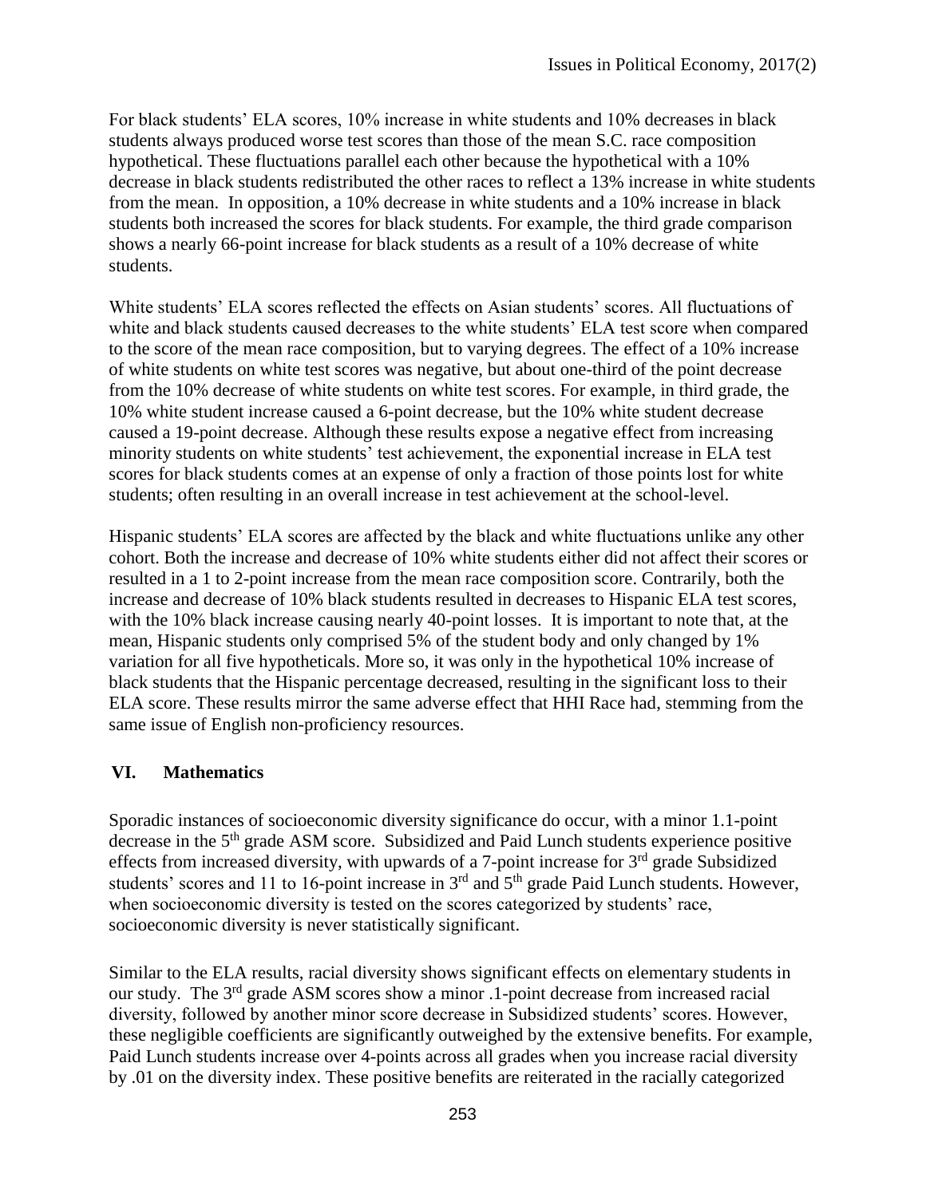For black students' ELA scores, 10% increase in white students and 10% decreases in black students always produced worse test scores than those of the mean S.C. race composition hypothetical. These fluctuations parallel each other because the hypothetical with a 10% decrease in black students redistributed the other races to reflect a 13% increase in white students from the mean. In opposition, a 10% decrease in white students and a 10% increase in black students both increased the scores for black students. For example, the third grade comparison shows a nearly 66-point increase for black students as a result of a 10% decrease of white students.

White students' ELA scores reflected the effects on Asian students' scores. All fluctuations of white and black students caused decreases to the white students' ELA test score when compared to the score of the mean race composition, but to varying degrees. The effect of a 10% increase of white students on white test scores was negative, but about one-third of the point decrease from the 10% decrease of white students on white test scores. For example, in third grade, the 10% white student increase caused a 6-point decrease, but the 10% white student decrease caused a 19-point decrease. Although these results expose a negative effect from increasing minority students on white students' test achievement, the exponential increase in ELA test scores for black students comes at an expense of only a fraction of those points lost for white students; often resulting in an overall increase in test achievement at the school-level.

Hispanic students' ELA scores are affected by the black and white fluctuations unlike any other cohort. Both the increase and decrease of 10% white students either did not affect their scores or resulted in a 1 to 2-point increase from the mean race composition score. Contrarily, both the increase and decrease of 10% black students resulted in decreases to Hispanic ELA test scores, with the 10% black increase causing nearly 40-point losses. It is important to note that, at the mean, Hispanic students only comprised 5% of the student body and only changed by 1% variation for all five hypotheticals. More so, it was only in the hypothetical 10% increase of black students that the Hispanic percentage decreased, resulting in the significant loss to their ELA score. These results mirror the same adverse effect that HHI Race had, stemming from the same issue of English non-proficiency resources.

## VI. Mathematics

Sporadic instances of socioeconomic diversity significance do occur, with a minor 1.1-point decrease in the 5th grade ASM score. Subsidized and Paid Lunch students experience positive effects from increased diversity, with upwards of a 7-point increase for 3rd grade Subsidized students' scores and 11 to 16-point increase in 3rd and 5th grade Paid Lunch students. However, when socioeconomic diversity is tested on the scores categorized by students' race, socioeconomic diversity is never statistically significant.

Similar to the ELA results, racial diversity shows significant effects on elementary students in our study. The 3rd grade ASM scores show a minor .1-point decrease from increased racial diversity, followed by another minor score decrease in Subsidized students' scores. However, these negligible coefficients are significantly outweighed by the extensive benefits. For example, Paid Lunch students increase over 4-points across all grades when you increase racial diversity by .01 on the diversity index. These positive benefits are reiterated in the racially categorized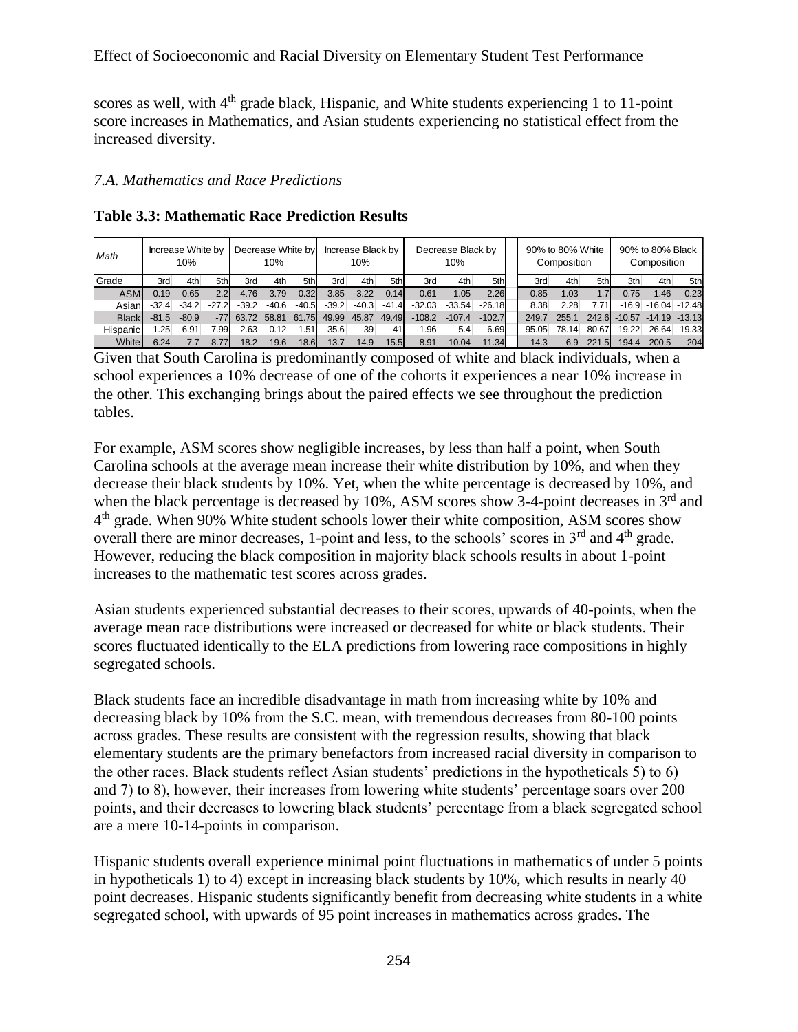scores as well, with 4th grade black, Hispanic, and White students experiencing 1 to 11-point score increases in Mathematics, and Asian students experiencing no statistical effect from the increased diversity.

### *7.A. Mathematics and Race Predictions*

**Table 3.3: Mathematic Race Prediction Results**

| *Math* | Increase White by 10% | | | Decrease White by 10% | | | Increase Black by 10% | | | Decrease Black by 10% | | | 90% to 80% White Composition | | | 90% to 80% Black Composition | | |
|---|---|---|---|---|---|---|---|---|---|---|---|---|---|---|---|---|---|---|
| Grade | 3rd | 4th | 5th | 3rd | 4th | 5th | 3rd | 4th | 5th | 3rd | 4th | 5th | 3rd | 4th | 5th | 3th | 4th | 5th |
| ASM | 0.19 | 0.65 | 2.2 | -4.76 | -3.79 | 0.32 | -3.85 | -3.22 | 0.14 | 0.61 | 1.05 | 2.26 | -0.85 | -1.03 | 1.7 | 0.75 | 1.46 | 0.23 |
| Asian | -32.4 | -34.2 | -27.2 | -39.2 | -40.6 | -40.5 | -39.2 | -40.3 | -41.4 | -32.03 | -33.54 | -26.18 | 8.38 | 2.28 | 7.71 | -16.9 | -16.04 | -12.48 |
| Black | -81.5 | -80.9 | -77 | 63.72 | 58.81 | 61.75 | 49.99 | 45.87 | 49.49 | -108.2 | -107.4 | -102.7 | 249.7 | 255.1 | 242.6 | -10.57 | -14.19 | -13.13 |
| Hispanic | 1.25 | 6.91 | 7.99 | 2.63 | -0.12 | -1.51 | -35.6 | -39 | -41 | -1.96 | 5.4 | 6.69 | 95.05 | 78.14 | 80.67 | 19.22 | 26.64 | 19.33 |
| White | -6.24 | -7.7 | -8.77 | -18.2 | -19.6 | -18.6 | -13.7 | -14.9 | -15.5 | -8.91 | -10.04 | -11.34 | 14.3 | 6.9 | -221.5 | 194.4 | 200.5 | 204 |

Given that South Carolina is predominantly composed of white and black individuals, when a school experiences a 10% decrease of one of the cohorts it experiences a near 10% increase in the other. This exchanging brings about the paired effects we see throughout the prediction tables.

For example, ASM scores show negligible increases, by less than half a point, when South Carolina schools at the average mean increase their white distribution by 10%, and when they decrease their black students by 10%. Yet, when the white percentage is decreased by 10%, and when the black percentage is decreased by 10%, ASM scores show 3-4-point decreases in 3rd and 4th grade. When 90% White student schools lower their white composition, ASM scores show overall there are minor decreases, 1-point and less, to the schools' scores in 3rd and 4th grade. However, reducing the black composition in majority black schools results in about 1-point increases to the mathematic test scores across grades.

Asian students experienced substantial decreases to their scores, upwards of 40-points, when the average mean race distributions were increased or decreased for white or black students. Their scores fluctuated identically to the ELA predictions from lowering race compositions in highly segregated schools.

Black students face an incredible disadvantage in math from increasing white by 10% and decreasing black by 10% from the S.C. mean, with tremendous decreases from 80-100 points across grades. These results are consistent with the regression results, showing that black elementary students are the primary benefactors from increased racial diversity in comparison to the other races. Black students reflect Asian students' predictions in the hypotheticals 5) to 6) and 7) to 8), however, their increases from lowering white students' percentage soars over 200 points, and their decreases to lowering black students' percentage from a black segregated school are a mere 10-14-points in comparison.

Hispanic students overall experience minimal point fluctuations in mathematics of under 5 points in hypotheticals 1) to 4) except in increasing black students by 10%, which results in nearly 40 point decreases. Hispanic students significantly benefit from decreasing white students in a white segregated school, with upwards of 95 point increases in mathematics across grades. The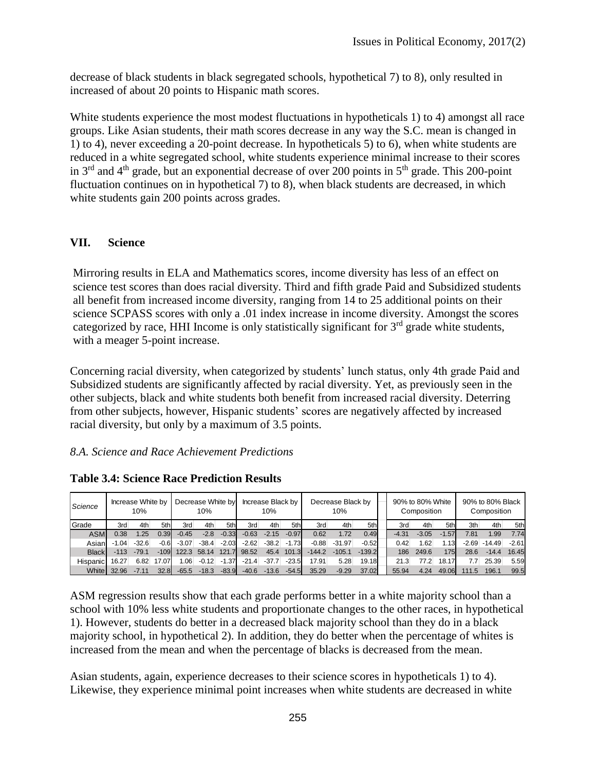decrease of black students in black segregated schools, hypothetical 7) to 8), only resulted in increased of about 20 points to Hispanic math scores.

White students experience the most modest fluctuations in hypotheticals 1) to 4) amongst all race groups. Like Asian students, their math scores decrease in any way the S.C. mean is changed in 1) to 4), never exceeding a 20-point decrease. In hypotheticals 5) to 6), when white students are reduced in a white segregated school, white students experience minimal increase to their scores in 3rd and 4th grade, but an exponential decrease of over 200 points in 5th grade. This 200-point fluctuation continues on in hypothetical 7) to 8), when black students are decreased, in which white students gain 200 points across grades.

## VII. Science

Mirroring results in ELA and Mathematics scores, income diversity has less of an effect on science test scores than does racial diversity. Third and fifth grade Paid and Subsidized students all benefit from increased income diversity, ranging from 14 to 25 additional points on their science SCPASS scores with only a .01 index increase in income diversity. Amongst the scores categorized by race, HHI Income is only statistically significant for 3rd grade white students, with a meager 5-point increase.

Concerning racial diversity, when categorized by students' lunch status, only 4th grade Paid and Subsidized students are significantly affected by racial diversity. Yet, as previously seen in the other subjects, black and white students both benefit from increased racial diversity. Deterring from other subjects, however, Hispanic students' scores are negatively affected by increased racial diversity, but only by a maximum of 3.5 points.

*8.A. Science and Race Achievement Predictions*

**Table 3.4: Science Race Prediction Results**

| Science | Increase White by 10% | | | Decrease White by 10% | | | Increase Black by 10% | | | Decrease Black by 10% | | | 90% to 80% White Composition | | | 90% to 80% Black Composition | | |
|---|---|---|---|---|---|---|---|---|---|---|---|---|---|---|---|---|---|---|
| Grade | 3rd | 4th | 5th | 3rd | 4th | 5th | 3rd | 4th | 5th | 3rd | 4th | 5th | 3rd | 4th | 5th | 3th | 4th | 5th |
| ASM | 0.38 | 1.25 | 0.39 | -0.45 | -2.8 | -0.33 | -0.63 | -2.15 | -0.97 | 0.62 | 1.72 | 0.49 | -4.31 | -3.05 | -1.57 | 7.81 | 1.99 | 7.74 |
| Asian | -1.04 | -32.6 | -0.6 | -3.07 | -38.4 | -2.03 | -2.62 | -38.2 | -1.73 | -0.88 | -31.97 | -0.52 | 0.42 | 1.62 | 1.13 | -2.69 | -14.49 | -2.61 |
| Black | -113 | -79.1 | -109 | 122.3 | 58.14 | 121.7 | 98.52 | 45.4 | 101.3 | -144.2 | -105.1 | -139.2 | 186 | 249.6 | 175 | 28.6 | -14.4 | 16.45 |
| Hispanic | 16.27 | 6.82 | 17.07 | 1.06 | -0.12 | -1.37 | -21.4 | -37.7 | -23.5 | 17.91 | 5.28 | 19.18 | 21.3 | 77.2 | 18.17 | 7.7 | 25.39 | 5.59 |
| White | 32.96 | -7.11 | 32.8 | -65.5 | -18.3 | -83.9 | -40.6 | -13.6 | -54.5 | 35.29 | -9.29 | 37.02 | 55.94 | 4.24 | 49.06 | 111.5 | 196.1 | 99.5 |

ASM regression results show that each grade performs better in a white majority school than a school with 10% less white students and proportionate changes to the other races, in hypothetical 1). However, students do better in a decreased black majority school than they do in a black majority school, in hypothetical 2). In addition, they do better when the percentage of whites is increased from the mean and when the percentage of blacks is decreased from the mean.

Asian students, again, experience decreases to their science scores in hypotheticals 1) to 4). Likewise, they experience minimal point increases when white students are decreased in white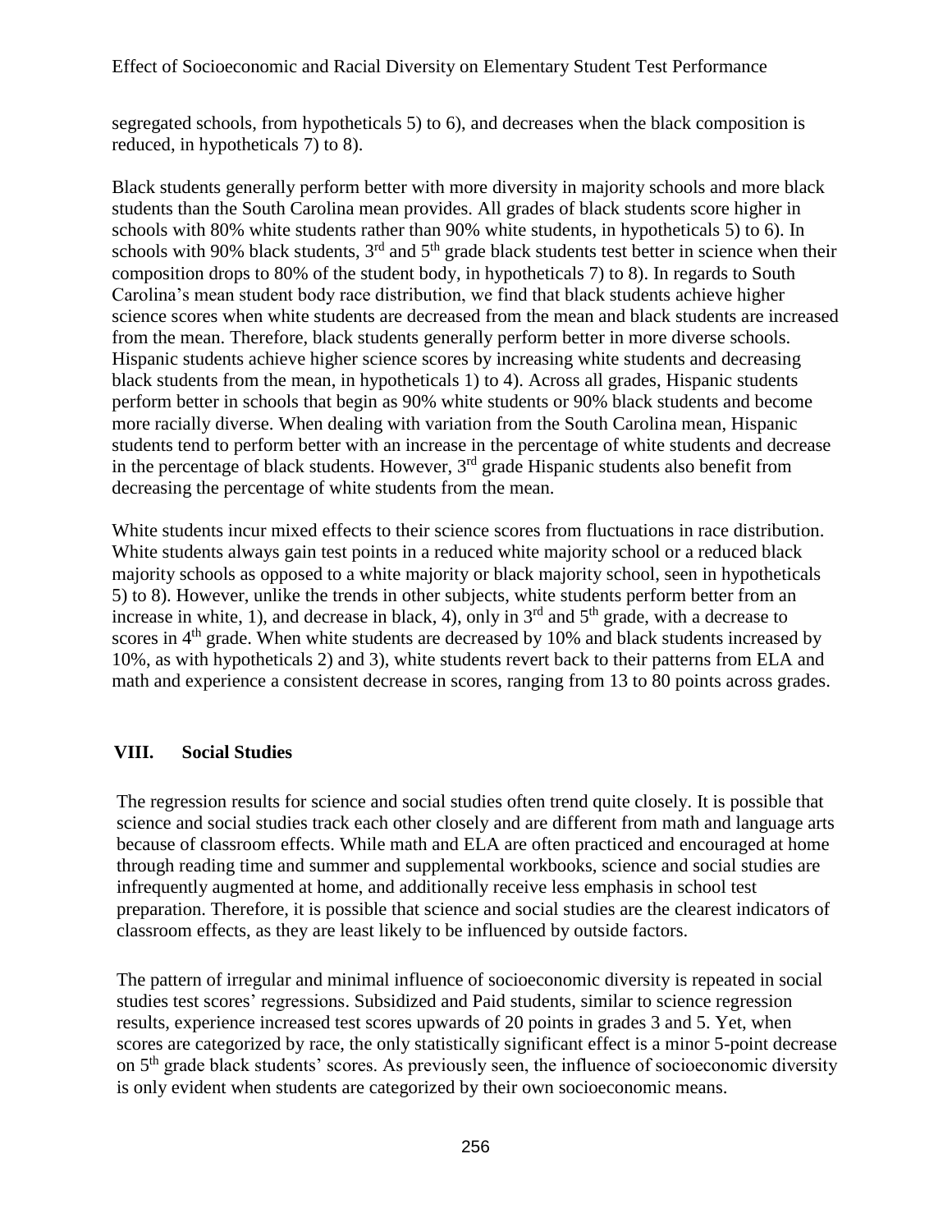segregated schools, from hypotheticals 5) to 6), and decreases when the black composition is reduced, in hypotheticals 7) to 8).

Black students generally perform better with more diversity in majority schools and more black students than the South Carolina mean provides. All grades of black students score higher in schools with 80% white students rather than 90% white students, in hypotheticals 5) to 6). In schools with 90% black students, 3rd and 5th grade black students test better in science when their composition drops to 80% of the student body, in hypotheticals 7) to 8). In regards to South Carolina's mean student body race distribution, we find that black students achieve higher science scores when white students are decreased from the mean and black students are increased from the mean. Therefore, black students generally perform better in more diverse schools. Hispanic students achieve higher science scores by increasing white students and decreasing black students from the mean, in hypotheticals 1) to 4). Across all grades, Hispanic students perform better in schools that begin as 90% white students or 90% black students and become more racially diverse. When dealing with variation from the South Carolina mean, Hispanic students tend to perform better with an increase in the percentage of white students and decrease in the percentage of black students. However, 3rd grade Hispanic students also benefit from decreasing the percentage of white students from the mean.

White students incur mixed effects to their science scores from fluctuations in race distribution. White students always gain test points in a reduced white majority school or a reduced black majority schools as opposed to a white majority or black majority school, seen in hypotheticals 5) to 8). However, unlike the trends in other subjects, white students perform better from an increase in white, 1), and decrease in black, 4), only in 3rd and 5th grade, with a decrease to scores in 4th grade. When white students are decreased by 10% and black students increased by 10%, as with hypotheticals 2) and 3), white students revert back to their patterns from ELA and math and experience a consistent decrease in scores, ranging from 13 to 80 points across grades.

## VIII. Social Studies

The regression results for science and social studies often trend quite closely. It is possible that science and social studies track each other closely and are different from math and language arts because of classroom effects. While math and ELA are often practiced and encouraged at home through reading time and summer and supplemental workbooks, science and social studies are infrequently augmented at home, and additionally receive less emphasis in school test preparation. Therefore, it is possible that science and social studies are the clearest indicators of classroom effects, as they are least likely to be influenced by outside factors.

The pattern of irregular and minimal influence of socioeconomic diversity is repeated in social studies test scores' regressions. Subsidized and Paid students, similar to science regression results, experience increased test scores upwards of 20 points in grades 3 and 5. Yet, when scores are categorized by race, the only statistically significant effect is a minor 5-point decrease on 5th grade black students' scores. As previously seen, the influence of socioeconomic diversity is only evident when students are categorized by their own socioeconomic means.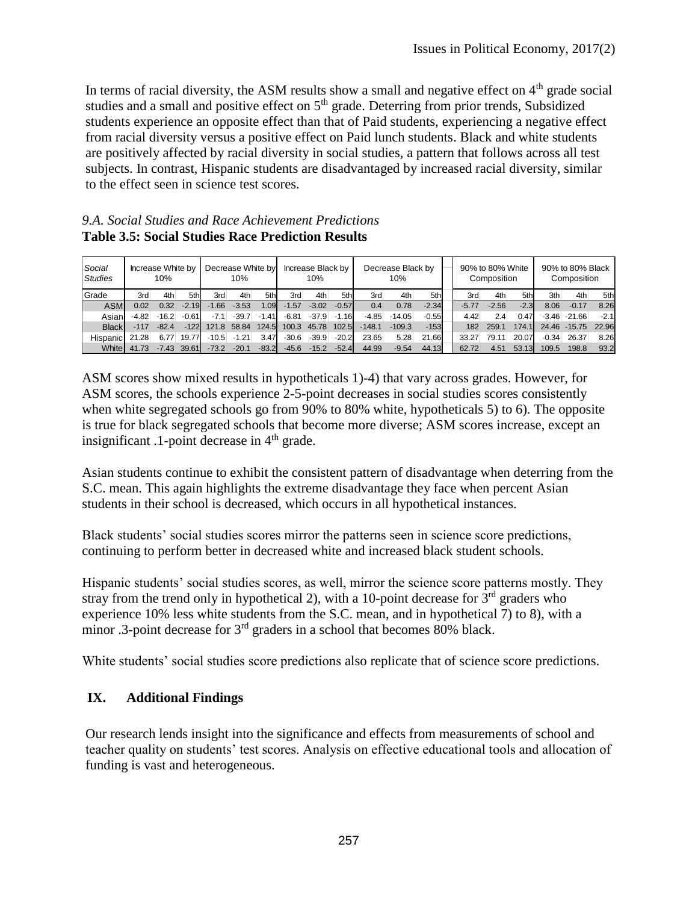In terms of racial diversity, the ASM results show a small and negative effect on 4th grade social studies and a small and positive effect on 5th grade. Deterring from prior trends, Subsidized students experience an opposite effect than that of Paid students, experiencing a negative effect from racial diversity versus a positive effect on Paid lunch students. Black and white students are positively affected by racial diversity in social studies, a pattern that follows across all test subjects. In contrast, Hispanic students are disadvantaged by increased racial diversity, similar to the effect seen in science test scores.

*9.A. Social Studies and Race Achievement Predictions*

**Table 3.5: Social Studies Race Prediction Results**

| *Social Studies* | Increase White by 10% | | | Decrease White by 10% | | | Increase Black by 10% | | | Decrease Black by 10% | | | 90% to 80% White Composition | | | 90% to 80% Black Composition | | |
|---|---|---|---|---|---|---|---|---|---|---|---|---|---|---|---|---|---|---|
| Grade | 3rd | 4th | 5th | 3rd | 4th | 5th | 3rd | 4th | 5th | 3rd | 4th | 5th | 3rd | 4th | 5th | 3th | 4th | 5th |
| ASM | 0.02 | 0.32 | -2.19 | -1.66 | -3.53 | 1.09 | -1.57 | -3.02 | -0.57 | 0.4 | 0.78 | -2.34 | -5.77 | -2.56 | -2.3 | 8.06 | -0.17 | 8.26 |
| Asian | -4.82 | -16.2 | -0.61 | -7.1 | -39.7 | -1.41 | -6.81 | -37.9 | -1.16 | -4.85 | -14.05 | -0.55 | 4.42 | 2.4 | 0.47 | -3.46 | -21.66 | -2.1 |
| Black | -117 | -82.4 | -122 | 121.8 | 58.84 | 124.5 | 100.3 | 45.78 | 102.5 | -148.1 | -109.3 | -153 | 182 | 259.1 | 174.1 | 24.46 | -15.75 | 22.96 |
| Hispanic | 21.28 | 6.77 | 19.77 | -10.5 | -1.21 | 3.47 | -30.6 | -39.9 | -20.2 | 23.65 | 5.28 | 21.66 | 33.27 | 79.11 | 20.07 | -0.34 | 26.37 | 8.26 |
| White | 41.73 | -7.43 | 39.61 | -73.2 | -20.1 | -83.2 | -45.6 | -15.2 | -52.4 | 44.99 | -9.54 | 44.13 | 62.72 | 4.51 | 53.13 | 109.5 | 198.8 | 93.2 |

ASM scores show mixed results in hypotheticals 1)-4) that vary across grades. However, for ASM scores, the schools experience 2-5-point decreases in social studies scores consistently when white segregated schools go from 90% to 80% white, hypotheticals 5) to 6). The opposite is true for black segregated schools that become more diverse; ASM scores increase, except an insignificant .1-point decrease in 4th grade.

Asian students continue to exhibit the consistent pattern of disadvantage when deterring from the S.C. mean. This again highlights the extreme disadvantage they face when percent Asian students in their school is decreased, which occurs in all hypothetical instances.

Black students' social studies scores mirror the patterns seen in science score predictions, continuing to perform better in decreased white and increased black student schools.

Hispanic students' social studies scores, as well, mirror the science score patterns mostly. They stray from the trend only in hypothetical 2), with a 10-point decrease for 3rd graders who experience 10% less white students from the S.C. mean, and in hypothetical 7) to 8), with a minor .3-point decrease for 3rd graders in a school that becomes 80% black.

White students' social studies score predictions also replicate that of science score predictions.

## IX. Additional Findings

Our research lends insight into the significance and effects from measurements of school and teacher quality on students' test scores. Analysis on effective educational tools and allocation of funding is vast and heterogeneous.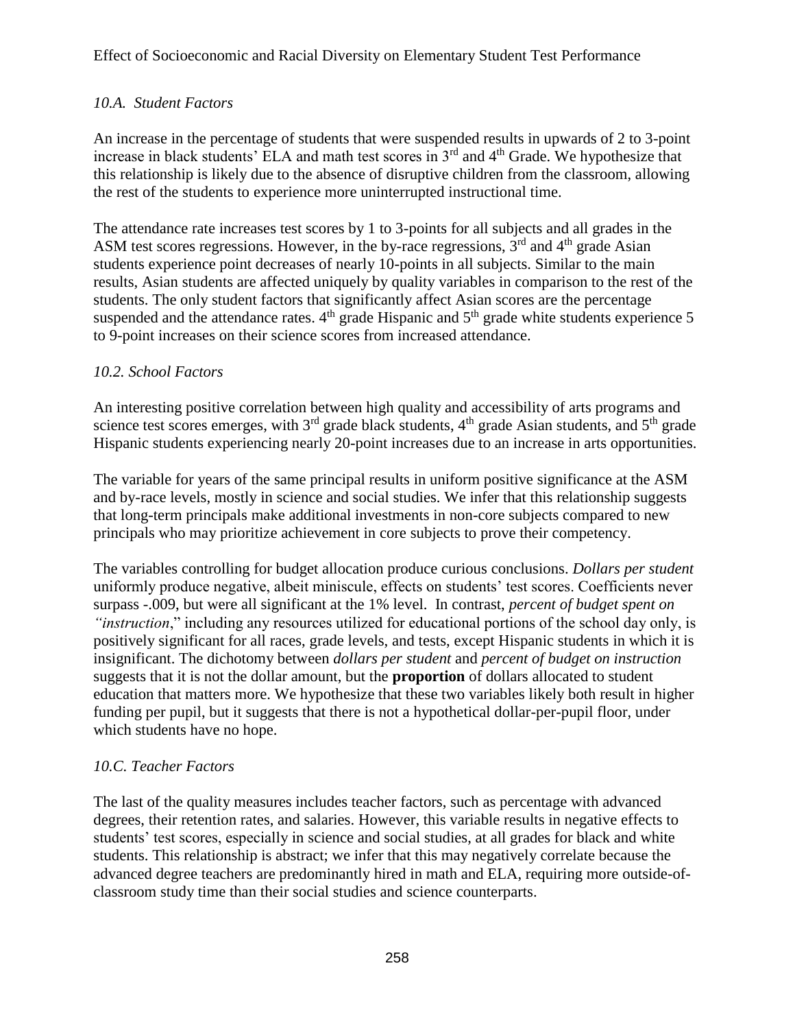### *10.A. Student Factors*

An increase in the percentage of students that were suspended results in upwards of 2 to 3-point increase in black students' ELA and math test scores in 3rd and 4th Grade. We hypothesize that this relationship is likely due to the absence of disruptive children from the classroom, allowing the rest of the students to experience more uninterrupted instructional time.

The attendance rate increases test scores by 1 to 3-points for all subjects and all grades in the ASM test scores regressions. However, in the by-race regressions, 3rd and 4th grade Asian students experience point decreases of nearly 10-points in all subjects. Similar to the main results, Asian students are affected uniquely by quality variables in comparison to the rest of the students. The only student factors that significantly affect Asian scores are the percentage suspended and the attendance rates. 4th grade Hispanic and 5th grade white students experience 5 to 9-point increases on their science scores from increased attendance.

### *10.2. School Factors*

An interesting positive correlation between high quality and accessibility of arts programs and science test scores emerges, with 3rd grade black students, 4th grade Asian students, and 5th grade Hispanic students experiencing nearly 20-point increases due to an increase in arts opportunities.

The variable for years of the same principal results in uniform positive significance at the ASM and by-race levels, mostly in science and social studies. We infer that this relationship suggests that long-term principals make additional investments in non-core subjects compared to new principals who may prioritize achievement in core subjects to prove their competency.

The variables controlling for budget allocation produce curious conclusions. *Dollars per student* uniformly produce negative, albeit miniscule, effects on students' test scores. Coefficients never surpass -.009, but were all significant at the 1% level. In contrast, *percent of budget spent on "instruction*," including any resources utilized for educational portions of the school day only, is positively significant for all races, grade levels, and tests, except Hispanic students in which it is insignificant. The dichotomy between *dollars per student* and *percent of budget on instruction* suggests that it is not the dollar amount, but the **proportion** of dollars allocated to student education that matters more. We hypothesize that these two variables likely both result in higher funding per pupil, but it suggests that there is not a hypothetical dollar-per-pupil floor, under which students have no hope.

### *10.C. Teacher Factors*

The last of the quality measures includes teacher factors, such as percentage with advanced degrees, their retention rates, and salaries. However, this variable results in negative effects to students' test scores, especially in science and social studies, at all grades for black and white students. This relationship is abstract; we infer that this may negatively correlate because the advanced degree teachers are predominantly hired in math and ELA, requiring more outside-of-classroom study time than their social studies and science counterparts.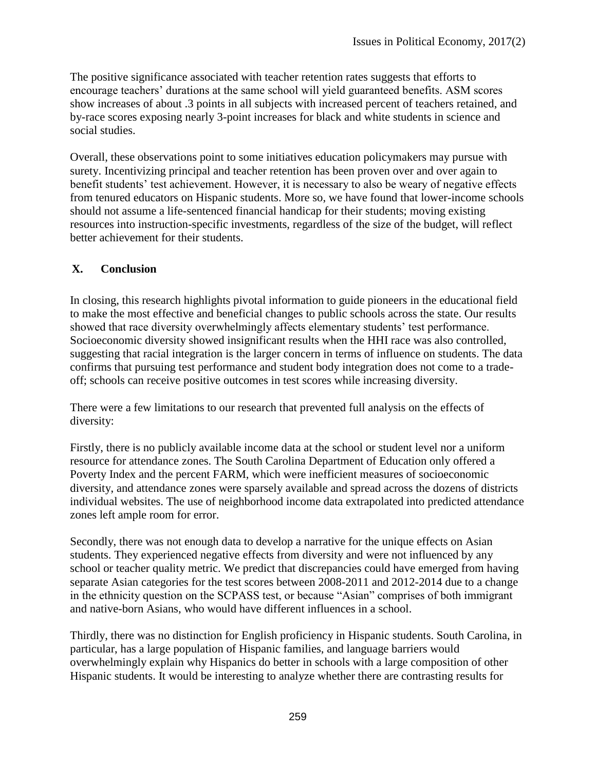The positive significance associated with teacher retention rates suggests that efforts to encourage teachers' durations at the same school will yield guaranteed benefits. ASM scores show increases of about .3 points in all subjects with increased percent of teachers retained, and by-race scores exposing nearly 3-point increases for black and white students in science and social studies.

Overall, these observations point to some initiatives education policymakers may pursue with surety. Incentivizing principal and teacher retention has been proven over and over again to benefit students' test achievement. However, it is necessary to also be weary of negative effects from tenured educators on Hispanic students. More so, we have found that lower-income schools should not assume a life-sentenced financial handicap for their students; moving existing resources into instruction-specific investments, regardless of the size of the budget, will reflect better achievement for their students.

## X. Conclusion

In closing, this research highlights pivotal information to guide pioneers in the educational field to make the most effective and beneficial changes to public schools across the state. Our results showed that race diversity overwhelmingly affects elementary students' test performance. Socioeconomic diversity showed insignificant results when the HHI race was also controlled, suggesting that racial integration is the larger concern in terms of influence on students. The data confirms that pursuing test performance and student body integration does not come to a trade-off; schools can receive positive outcomes in test scores while increasing diversity.

There were a few limitations to our research that prevented full analysis on the effects of diversity:

Firstly, there is no publicly available income data at the school or student level nor a uniform resource for attendance zones. The South Carolina Department of Education only offered a Poverty Index and the percent FARM, which were inefficient measures of socioeconomic diversity, and attendance zones were sparsely available and spread across the dozens of districts individual websites. The use of neighborhood income data extrapolated into predicted attendance zones left ample room for error.

Secondly, there was not enough data to develop a narrative for the unique effects on Asian students. They experienced negative effects from diversity and were not influenced by any school or teacher quality metric. We predict that discrepancies could have emerged from having separate Asian categories for the test scores between 2008-2011 and 2012-2014 due to a change in the ethnicity question on the SCPASS test, or because "Asian" comprises of both immigrant and native-born Asians, who would have different influences in a school.

Thirdly, there was no distinction for English proficiency in Hispanic students. South Carolina, in particular, has a large population of Hispanic families, and language barriers would overwhelmingly explain why Hispanics do better in schools with a large composition of other Hispanic students. It would be interesting to analyze whether there are contrasting results for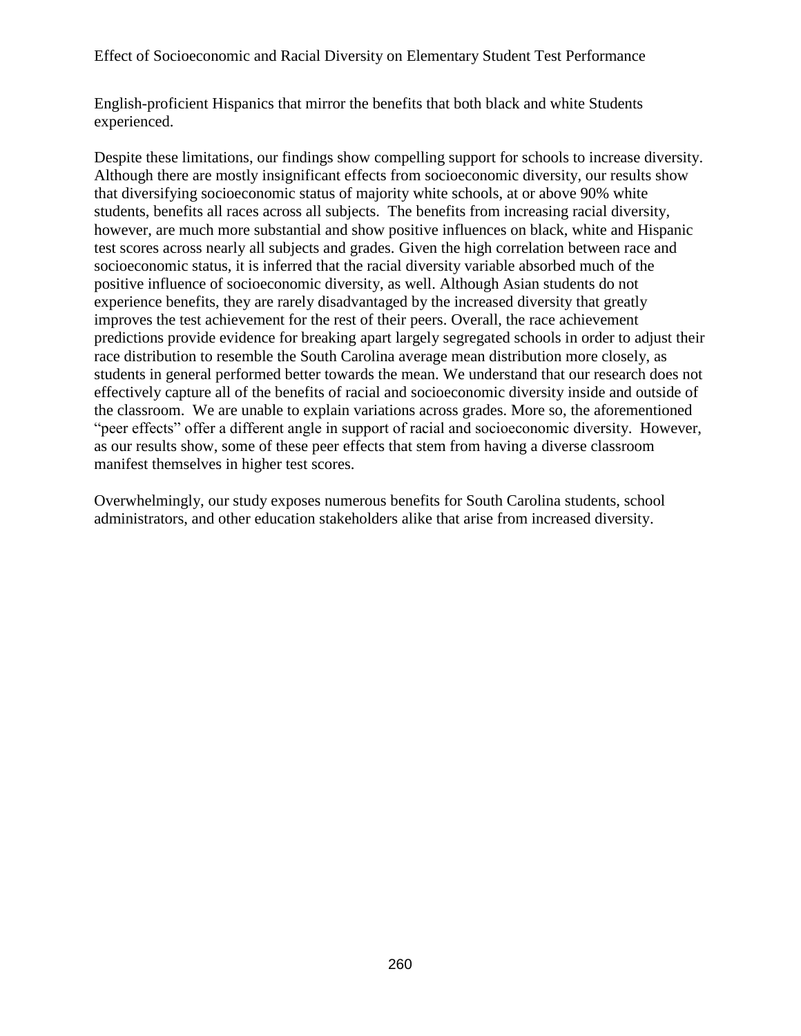English-proficient Hispanics that mirror the benefits that both black and white Students experienced.

Despite these limitations, our findings show compelling support for schools to increase diversity. Although there are mostly insignificant effects from socioeconomic diversity, our results show that diversifying socioeconomic status of majority white schools, at or above 90% white students, benefits all races across all subjects. The benefits from increasing racial diversity, however, are much more substantial and show positive influences on black, white and Hispanic test scores across nearly all subjects and grades. Given the high correlation between race and socioeconomic status, it is inferred that the racial diversity variable absorbed much of the positive influence of socioeconomic diversity, as well. Although Asian students do not experience benefits, they are rarely disadvantaged by the increased diversity that greatly improves the test achievement for the rest of their peers. Overall, the race achievement predictions provide evidence for breaking apart largely segregated schools in order to adjust their race distribution to resemble the South Carolina average mean distribution more closely, as students in general performed better towards the mean. We understand that our research does not effectively capture all of the benefits of racial and socioeconomic diversity inside and outside of the classroom. We are unable to explain variations across grades. More so, the aforementioned "peer effects" offer a different angle in support of racial and socioeconomic diversity. However, as our results show, some of these peer effects that stem from having a diverse classroom manifest themselves in higher test scores.

Overwhelmingly, our study exposes numerous benefits for South Carolina students, school administrators, and other education stakeholders alike that arise from increased diversity.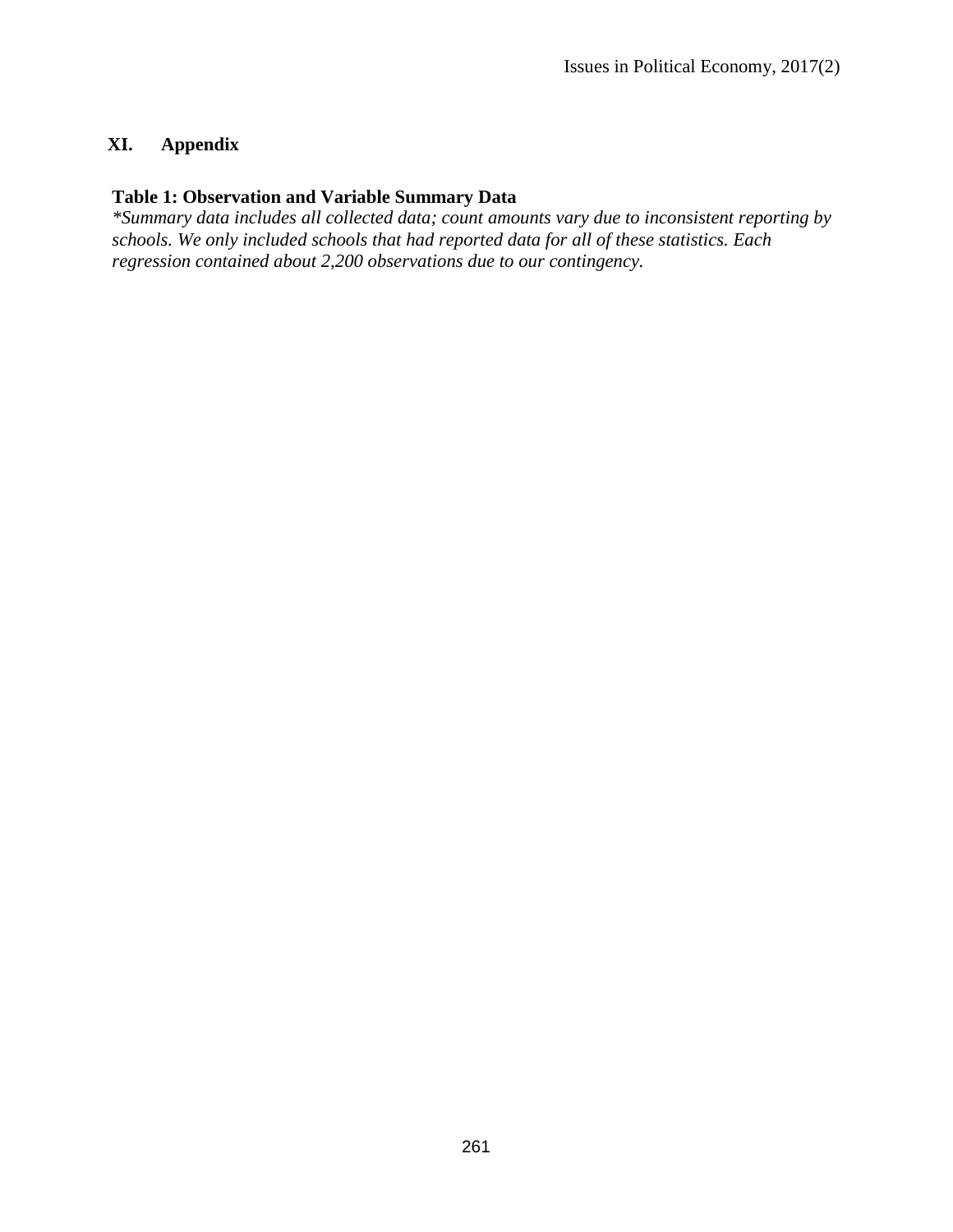## XI. Appendix

**Table 1: Observation and Variable Summary Data**

*\*Summary data includes all collected data; count amounts vary due to inconsistent reporting by schools. We only included schools that had reported data for all of these statistics. Each regression contained about 2,200 observations due to our contingency.*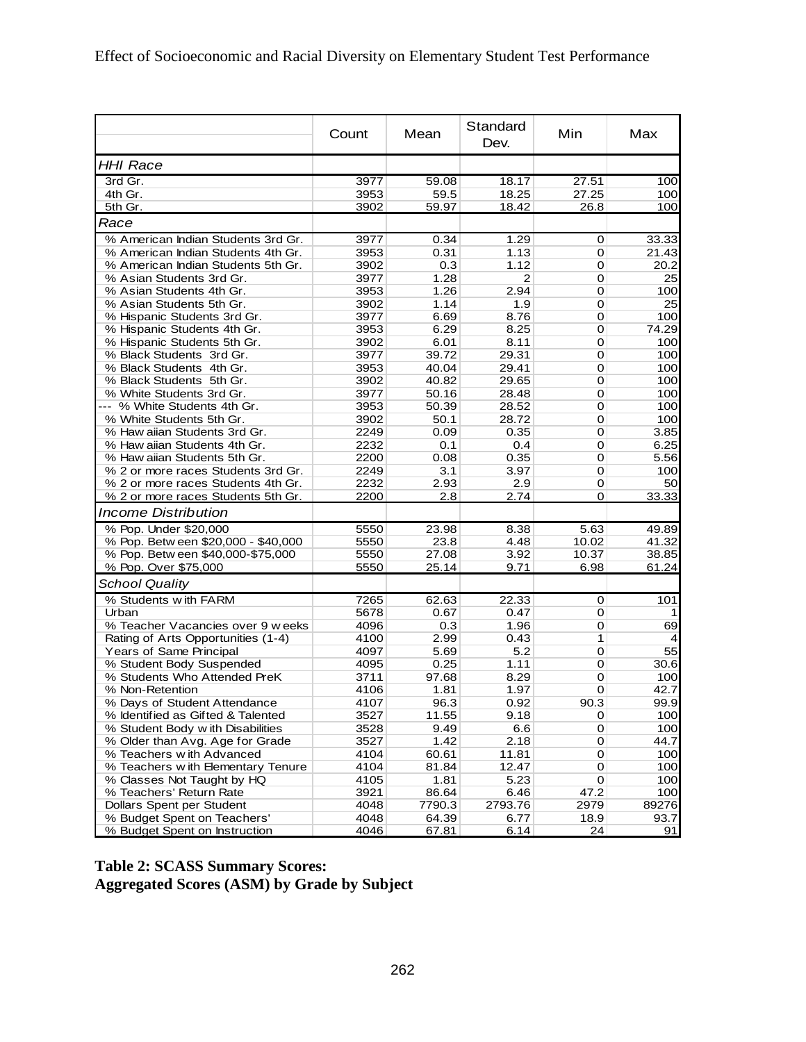| | Count | Mean | Standard Dev. | Min | Max |
|---|---|---|---|---|---|
| *HHI Race* | | | | | |
| 3rd Gr. | 3977 | 59.08 | 18.17 | 27.51 | 100 |
| 4th Gr. | 3953 | 59.5 | 18.25 | 27.25 | 100 |
| 5th Gr. | 3902 | 59.97 | 18.42 | 26.8 | 100 |
| *Race* | | | | | |
| % American Indian Students 3rd Gr. | 3977 | 0.34 | 1.29 | 0 | 33.33 |
| % American Indian Students 4th Gr. | 3953 | 0.31 | 1.13 | 0 | 21.43 |
| % American Indian Students 5th Gr. | 3902 | 0.3 | 1.12 | 0 | 20.2 |
| % Asian Students 3rd Gr. | 3977 | 1.28 | 2 | 0 | 25 |
| % Asian Students 4th Gr. | 3953 | 1.26 | 2.94 | 0 | 100 |
| % Asian Students 5th Gr. | 3902 | 1.14 | 1.9 | 0 | 25 |
| % Hispanic Students 3rd Gr. | 3977 | 6.69 | 8.76 | 0 | 100 |
| % Hispanic Students 4th Gr. | 3953 | 6.29 | 8.25 | 0 | 74.29 |
| % Hispanic Students 5th Gr. | 3902 | 6.01 | 8.11 | 0 | 100 |
| % Black Students 3rd Gr. | 3977 | 39.72 | 29.31 | 0 | 100 |
| % Black Students 4th Gr. | 3953 | 40.04 | 29.41 | 0 | 100 |
| % Black Students 5th Gr. | 3902 | 40.82 | 29.65 | 0 | 100 |
| % White Students 3rd Gr. | 3977 | 50.16 | 28.48 | 0 | 100 |
| --- % White Students 4th Gr. | 3953 | 50.39 | 28.52 | 0 | 100 |
| % White Students 5th Gr. | 3902 | 50.1 | 28.72 | 0 | 100 |
| % Hawaiian Students 3rd Gr. | 2249 | 0.09 | 0.35 | 0 | 3.85 |
| % Hawaiian Students 4th Gr. | 2232 | 0.1 | 0.4 | 0 | 6.25 |
| % Hawaiian Students 5th Gr. | 2200 | 0.08 | 0.35 | 0 | 5.56 |
| % 2 or more races Students 3rd Gr. | 2249 | 3.1 | 3.97 | 0 | 100 |
| % 2 or more races Students 4th Gr. | 2232 | 2.93 | 2.9 | 0 | 50 |
| % 2 or more races Students 5th Gr. | 2200 | 2.8 | 2.74 | 0 | 33.33 |
| *Income Distribution* | | | | | |
| % Pop. Under $20,000 | 5550 | 23.98 | 8.38 | 5.63 | 49.89 |
| % Pop. Between $20,000 - $40,000 | 5550 | 23.8 | 4.48 | 10.02 | 41.32 |
| % Pop. Between $40,000-$75,000 | 5550 | 27.08 | 3.92 | 10.37 | 38.85 |
| % Pop. Over $75,000 | 5550 | 25.14 | 9.71 | 6.98 | 61.24 |
| *School Quality* | | | | | |
| % Students with FARM | 7265 | 62.63 | 22.33 | 0 | 101 |
| Urban | 5678 | 0.67 | 0.47 | 0 | 1 |
| % Teacher Vacancies over 9 weeks | 4096 | 0.3 | 1.96 | 0 | 69 |
| Rating of Arts Opportunities (1-4) | 4100 | 2.99 | 0.43 | 1 | 4 |
| Years of Same Principal | 4097 | 5.69 | 5.2 | 0 | 55 |
| % Student Body Suspended | 4095 | 0.25 | 1.11 | 0 | 30.6 |
| % Students Who Attended PreK | 3711 | 97.68 | 8.29 | 0 | 100 |
| % Non-Retention | 4106 | 1.81 | 1.97 | 0 | 42.7 |
| % Days of Student Attendance | 4107 | 96.3 | 0.92 | 90.3 | 99.9 |
| % Identified as Gifted & Talented | 3527 | 11.55 | 9.18 | 0 | 100 |
| % Student Body with Disabilities | 3528 | 9.49 | 6.6 | 0 | 100 |
| % Older than Avg. Age for Grade | 3527 | 1.42 | 2.18 | 0 | 44.7 |
| % Teachers with Advanced | 4104 | 60.61 | 11.81 | 0 | 100 |
| % Teachers with Elementary Tenure | 4104 | 81.84 | 12.47 | 0 | 100 |
| % Classes Not Taught by HQ | 4105 | 1.81 | 5.23 | 0 | 100 |
| % Teachers' Return Rate | 3921 | 86.64 | 6.46 | 47.2 | 100 |
| Dollars Spent per Student | 4048 | 7790.3 | 2793.76 | 2979 | 89276 |
| % Budget Spent on Teachers' | 4048 | 64.39 | 6.77 | 18.9 | 93.7 |
| % Budget Spent on Instruction | 4046 | 67.81 | 6.14 | 24 | 91 |

**Table 2: SCASS Summary Scores:**
**Aggregated Scores (ASM) by Grade by Subject**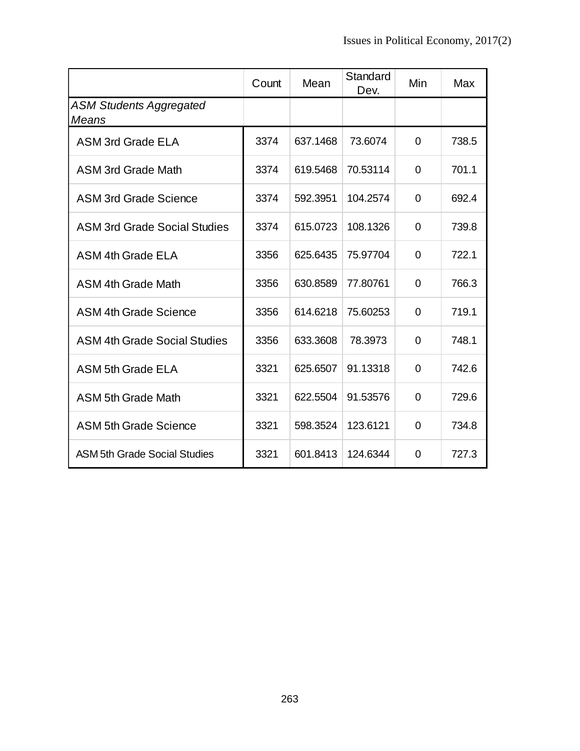|  | Count | Mean | Standard Dev. | Min | Max |
|---|---|---|---|---|---|
| *ASM Students Aggregated Means* |  |  |  |  |  |
| ASM 3rd Grade ELA | 3374 | 637.1468 | 73.6074 | 0 | 738.5 |
| ASM 3rd Grade Math | 3374 | 619.5468 | 70.53114 | 0 | 701.1 |
| ASM 3rd Grade Science | 3374 | 592.3951 | 104.2574 | 0 | 692.4 |
| ASM 3rd Grade Social Studies | 3374 | 615.0723 | 108.1326 | 0 | 739.8 |
| ASM 4th Grade ELA | 3356 | 625.6435 | 75.97704 | 0 | 722.1 |
| ASM 4th Grade Math | 3356 | 630.8589 | 77.80761 | 0 | 766.3 |
| ASM 4th Grade Science | 3356 | 614.6218 | 75.60253 | 0 | 719.1 |
| ASM 4th Grade Social Studies | 3356 | 633.3608 | 78.3973 | 0 | 748.1 |
| ASM 5th Grade ELA | 3321 | 625.6507 | 91.13318 | 0 | 742.6 |
| ASM 5th Grade Math | 3321 | 622.5504 | 91.53576 | 0 | 729.6 |
| ASM 5th Grade Science | 3321 | 598.3524 | 123.6121 | 0 | 734.8 |
| ASM 5th Grade Social Studies | 3321 | 601.8413 | 124.6344 | 0 | 727.3 |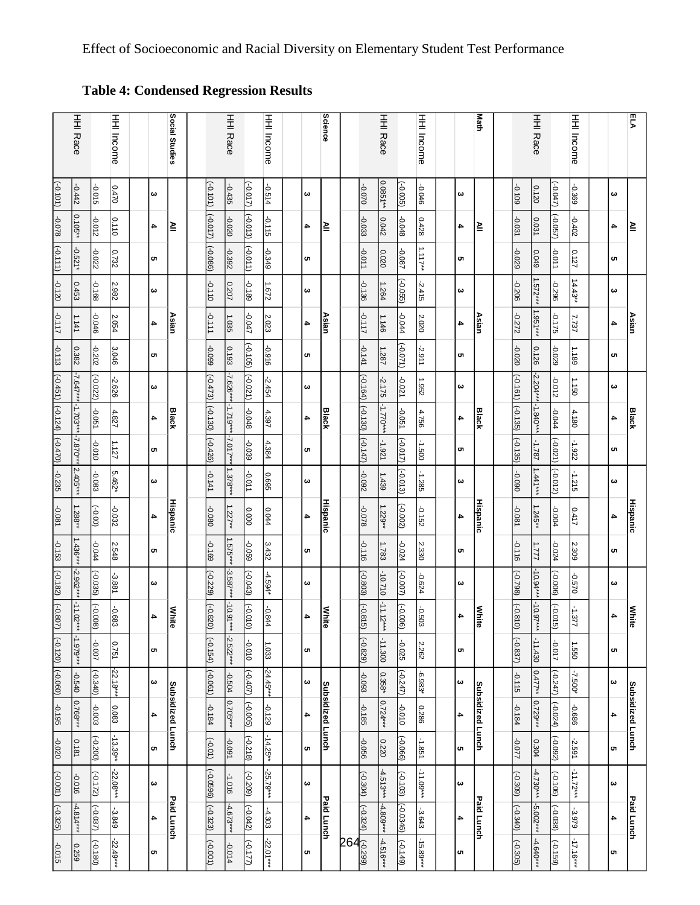## Table 4: Condensed Regression Results

| | All | | | Asian | | | Black | | | Hispanic | | | White | | | Subsidized Lunch | | | Paid Lunch | | |
|---|---|---|---|---|---|---|---|---|---|---|---|---|---|---|---|---|---|---|---|---|---|
| **ELA** | 3 | 4 | 5 | 3 | 4 | 5 | 3 | 4 | 5 | 3 | 4 | 5 | 3 | 4 | 5 | 3 | 4 | 5 | 3 | 4 | 5 |
| HHI Income | -0.369 | -0.402 | 0.127 | 14.43* | 7.737 | 1.189 | 1.150 | 4.180 | -1.922 | -1.215 | 0.417 | 2.309 | -0.570 | -1.377 | 1.550 | -7.500* | -0.686 | -2.591 | -11.72*** | -3.979 | -17.16*** |
| | (-0.047) | (-0.057) | -0.011 | -0.296 | -0.175 | -0.029 | -0.012 | -0.044 | (-0.021) | (-0.012) | -0.004 | -0.024 | (-0.006) | (-0.015) | -0.017 | (-0.247) | (-0.024) | (-0.092) | (-0.106) | (-0.038) | (-0.159) |
| HHI Race | 0.120 | 0.031 | 0.049 | 1.572*** | 1.951*** | 0.126 | -2.204*** | -1.840*** | -1.787 | 1.441*** | 1.245** | 1.777 | -10.94*** | -10.97*** | -11.430 | 0.477** | 0.729*** | 0.304 | -4.730*** | -5.002*** | -4.640*** |
| | -0.109 | -0.031 | -0.029 | -0.206 | -0.272 | -0.020 | (-0.161) | (-0.135) | (-0.135) | -0.090 | -0.081 | -0.116 | (-0.798) | (-0.810) | (-0.837) | -0.115 | -0.184 | -0.077 | (-0.309) | (-0.340) | (-0.305) |
| **Math** | 3 | 4 | 5 | 3 | 4 | 5 | 3 | 4 | 5 | 3 | 4 | 5 | 3 | 4 | 5 | 3 | 4 | 5 | 3 | 4 | 5 |
| HHI Income | -0.046 | 0.428 | 1.117** | -2.415 | 2.020 | -2.911 | 1.952 | 4.756 | -1.500 | -1.285 | -0.152 | 2.330 | -0.624 | -0.503 | 2.262 | -6.983* | 0.286 | -1.851 | -11.09*** | -3.643 | -15.89*** |
| | (-0.005) | -0.048 | -0.087 | (-0.055) | -0.044 | (-0.071) | -0.021 | -0.051 | (-0.017) | (-0.013) | (-0.002) | -0.024 | (-0.007) | (-0.006) | -0.025 | (-0.247) | -0.010 | (-0.066) | (-0.103) | (-0.0346) | (-0.149) |
| HHI Race | 0.0851** | 0.042 | 0.020 | 1.264 | 1.146 | 1.287 | -2.175 | -1.770*** | -1.921 | 1.439 | 1.229** | 1.783 | -10.710 | -11.12*** | -11.300 | 0.358* | 0.724*** | 0.220 | -4.513*** | -4.809*** | -4.516*** |
| | -0.070 | -0.033 | -0.011 | -0.136 | -0.117 | -0.141 | (-0.164) | (-0.130) | (-0.147) | -0.092 | -0.078 | -0.116 | (-0.803) | (-0.815) | (-0.829) | -0.093 | -0.185 | -0.056 | (-0.304) | (-0.324) | (-0.299) |
| **Science** | 3 | 4 | 5 | 3 | 4 | 5 | 3 | 4 | 5 | 3 | 4 | 5 | 3 | 4 | 5 | 3 | 4 | 5 | 3 | 4 | 5 |
| HHI Income | -0.514 | -0.115 | -0.349 | 1.672 | 2.023 | -0.916 | -2.454 | 4.397 | 4.384 | 0.695 | 0.044 | 3.432 | -4.594* | -0.844 | 1.033 | -24.45*** | -0.129 | -14.25* | -25.79*** | -4.303 | -22.01*** |
| | (-0.017) | (-0.013) | (-0.011) | -0.189 | -0.047 | (-0.105) | (-0.021) | -0.048 | -0.039 | -0.011 | 0.000 | -0.059 | (-0.043) | (-0.010) | -0.010 | (-0.407) | (-0.005) | (-0.218) | (-0.209) | (-0.042) | (-0.177) |
| HHI Race | -0.435 | -0.020 | -0.392 | 0.207 | 1.035 | 0.193 | -7.626*** | -1.719*** | -7.017*** | 1.378*** | 1.227** | 1.575*** | -3.587*** | -10.91*** | -2.522*** | -0.504 | 0.705*** | -0.091 | -1.016 | -4.673*** | -0.014 |
| | (-0.101) | (-0.017) | (-0.086) | -0.110 | -0.111 | -0.099 | (-0.473) | (-0.130) | (-0.426) | -0.141 | -0.080 | -0.169 | (-0.229) | (-0.820) | (-0.154) | (-0.061) | -0.184 | (-0.01) | (-0.0596) | (-0.323) | (-0.001) |
| **Social Studies** | 3 | 4 | 5 | 3 | 4 | 5 | 3 | 4 | 5 | 3 | 4 | 5 | 3 | 4 | 5 | 3 | 4 | 5 | 3 | 4 | 5 |
| HHI Income | 0.470 | 0.110 | 0.732 | 2.982 | 2.054 | 3.046 | -2.626 | 4.827 | 1.127 | 5.462* | -0.032 | 2.548 | -3.881 | -0.683 | 0.751 | -22.18*** | 0.083 | -13.39** | -22.08*** | -3.849 | -22.49*** |
| | -0.015 | -0.012 | -0.022 | -0.168 | -0.046 | -0.202 | (-0.022) | -0.051 | -0.010 | -0.083 | (-0.00) | -0.044 | (-0.035) | (-0.008) | -0.007 | (-0.340) | -0.003 | (-0.200) | (-0.172) | (-0.037) | (-0.180) |
| HHI Race | -0.442 | 0.105** | -0.521* | 0.453 | 1.141 | 0.382 | -7.647*** | -1.703*** | -7.870*** | 2.405*** | 1.288** | 1.436*** | -2.962*** | -11.02*** | -1.979*** | -0.540 | 0.768*** | 0.181 | -0.016 | -4.814*** | 0.259 |
| | (-0.101) | -0.078 | (-0.111) | -0.120 | -0.117 | -0.113 | (-0.451) | (-0.124) | (-0.470) | -0.235 | -0.081 | -0.153 | (-0.182) | (-0.807) | (-0.120) | (-0.060) | -0.195 | -0.020 | (-0.001) | (-0.325) | -0.015 |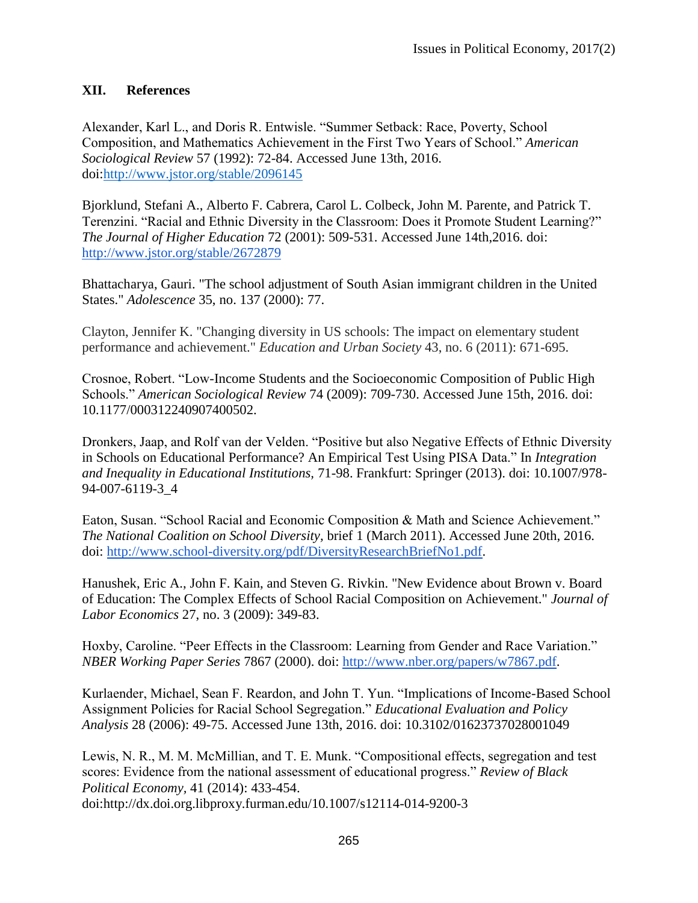## XII. References

Alexander, Karl L., and Doris R. Entwisle. "Summer Setback: Race, Poverty, School Composition, and Mathematics Achievement in the First Two Years of School." *American Sociological Review* 57 (1992): 72-84. Accessed June 13th, 2016. doi:http://www.jstor.org/stable/2096145

Bjorklund, Stefani A., Alberto F. Cabrera, Carol L. Colbeck, John M. Parente, and Patrick T. Terenzini. "Racial and Ethnic Diversity in the Classroom: Does it Promote Student Learning?" *The Journal of Higher Education* 72 (2001): 509-531. Accessed June 14th,2016. doi: http://www.jstor.org/stable/2672879

Bhattacharya, Gauri. "The school adjustment of South Asian immigrant children in the United States." *Adolescence* 35, no. 137 (2000): 77.

Clayton, Jennifer K. "Changing diversity in US schools: The impact on elementary student performance and achievement." *Education and Urban Society* 43, no. 6 (2011): 671-695.

Crosnoe, Robert. "Low-Income Students and the Socioeconomic Composition of Public High Schools." *American Sociological Review* 74 (2009): 709-730. Accessed June 15th, 2016. doi: 10.1177/000312240907400502.

Dronkers, Jaap, and Rolf van der Velden. "Positive but also Negative Effects of Ethnic Diversity in Schools on Educational Performance? An Empirical Test Using PISA Data." In *Integration and Inequality in Educational Institutions,* 71-98. Frankfurt: Springer (2013). doi: 10.1007/978-94-007-6119-3_4

Eaton, Susan. "School Racial and Economic Composition & Math and Science Achievement." *The National Coalition on School Diversity,* brief 1 (March 2011). Accessed June 20th, 2016. doi: http://www.school-diversity.org/pdf/DiversityResearchBriefNo1.pdf.

Hanushek, Eric A., John F. Kain, and Steven G. Rivkin. "New Evidence about Brown v. Board of Education: The Complex Effects of School Racial Composition on Achievement." *Journal of Labor Economics* 27, no. 3 (2009): 349-83.

Hoxby, Caroline. "Peer Effects in the Classroom: Learning from Gender and Race Variation." *NBER Working Paper Series* 7867 (2000). doi: http://www.nber.org/papers/w7867.pdf.

Kurlaender, Michael, Sean F. Reardon, and John T. Yun. "Implications of Income-Based School Assignment Policies for Racial School Segregation." *Educational Evaluation and Policy Analysis* 28 (2006): 49-75. Accessed June 13th, 2016. doi: 10.3102/01623737028001049

Lewis, N. R., M. M. McMillian, and T. E. Munk. "Compositional effects, segregation and test scores: Evidence from the national assessment of educational progress." *Review of Black Political Economy,* 41 (2014): 433-454. doi:http://dx.doi.org.libproxy.furman.edu/10.1007/s12114-014-9200-3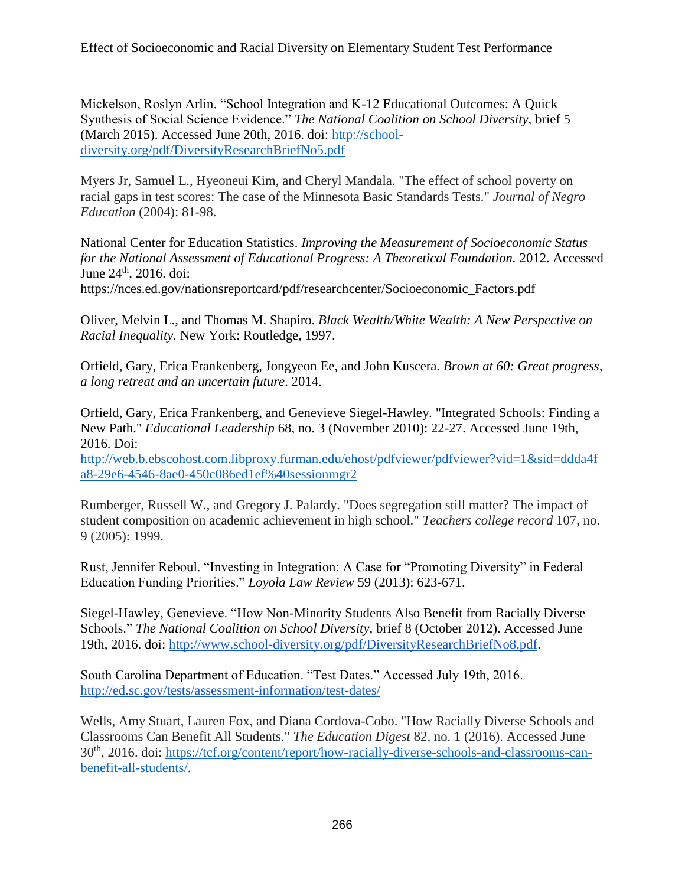Mickelson, Roslyn Arlin. "School Integration and K-12 Educational Outcomes: A Quick Synthesis of Social Science Evidence." *The National Coalition on School Diversity*, brief 5 (March 2015). Accessed June 20th, 2016. doi: http://school-diversity.org/pdf/DiversityResearchBriefNo5.pdf

Myers Jr, Samuel L., Hyeoneui Kim, and Cheryl Mandala. "The effect of school poverty on racial gaps in test scores: The case of the Minnesota Basic Standards Tests." *Journal of Negro Education* (2004): 81-98.

National Center for Education Statistics. *Improving the Measurement of Socioeconomic Status for the National Assessment of Educational Progress: A Theoretical Foundation.* 2012. Accessed June 24th, 2016. doi: https://nces.ed.gov/nationsreportcard/pdf/researchcenter/Socioeconomic_Factors.pdf

Oliver, Melvin L., and Thomas M. Shapiro. *Black Wealth/White Wealth: A New Perspective on Racial Inequality.* New York: Routledge, 1997.

Orfield, Gary, Erica Frankenberg, Jongyeon Ee, and John Kuscera. *Brown at 60: Great progress, a long retreat and an uncertain future*. 2014.

Orfield, Gary, Erica Frankenberg, and Genevieve Siegel-Hawley. "Integrated Schools: Finding a New Path." *Educational Leadership* 68, no. 3 (November 2010): 22-27. Accessed June 19th, 2016. Doi: http://web.b.ebscohost.com.libproxy.furman.edu/ehost/pdfviewer/pdfviewer?vid=1&sid=ddda4fa8-29e6-4546-8ae0-450c086ed1ef%40sessionmgr2

Rumberger, Russell W., and Gregory J. Palardy. "Does segregation still matter? The impact of student composition on academic achievement in high school." *Teachers college record* 107, no. 9 (2005): 1999.

Rust, Jennifer Reboul. "Investing in Integration: A Case for "Promoting Diversity" in Federal Education Funding Priorities." *Loyola Law Review* 59 (2013): 623-671.

Siegel-Hawley, Genevieve. "How Non-Minority Students Also Benefit from Racially Diverse Schools." *The National Coalition on School Diversity*, brief 8 (October 2012). Accessed June 19th, 2016. doi: http://www.school-diversity.org/pdf/DiversityResearchBriefNo8.pdf.

South Carolina Department of Education. "Test Dates." Accessed July 19th, 2016. http://ed.sc.gov/tests/assessment-information/test-dates/

Wells, Amy Stuart, Lauren Fox, and Diana Cordova-Cobo. "How Racially Diverse Schools and Classrooms Can Benefit All Students." *The Education Digest* 82, no. 1 (2016). Accessed June 30th, 2016. doi: https://tcf.org/content/report/how-racially-diverse-schools-and-classrooms-can-benefit-all-students/.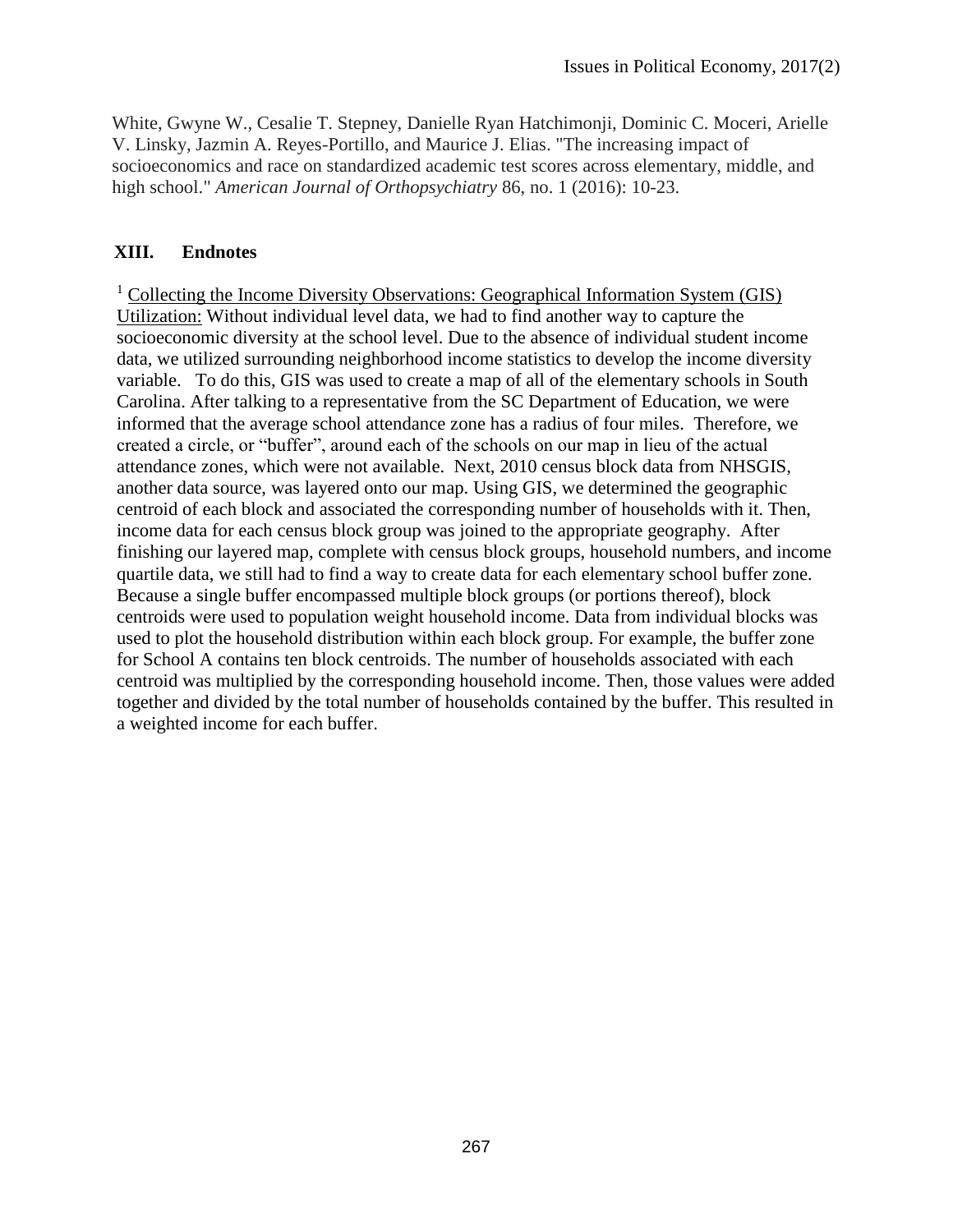White, Gwyne W., Cesalie T. Stepney, Danielle Ryan Hatchimonji, Dominic C. Moceri, Arielle V. Linsky, Jazmin A. Reyes-Portillo, and Maurice J. Elias. "The increasing impact of socioeconomics and race on standardized academic test scores across elementary, middle, and high school." *American Journal of Orthopsychiatry* 86, no. 1 (2016): 10-23.

## XIII. Endnotes

[1] Collecting the Income Diversity Observations: Geographical Information System (GIS) Utilization: Without individual level data, we had to find another way to capture the socioeconomic diversity at the school level. Due to the absence of individual student income data, we utilized surrounding neighborhood income statistics to develop the income diversity variable. To do this, GIS was used to create a map of all of the elementary schools in South Carolina. After talking to a representative from the SC Department of Education, we were informed that the average school attendance zone has a radius of four miles. Therefore, we created a circle, or "buffer", around each of the schools on our map in lieu of the actual attendance zones, which were not available. Next, 2010 census block data from NHSGIS, another data source, was layered onto our map. Using GIS, we determined the geographic centroid of each block and associated the corresponding number of households with it. Then, income data for each census block group was joined to the appropriate geography. After finishing our layered map, complete with census block groups, household numbers, and income quartile data, we still had to find a way to create data for each elementary school buffer zone. Because a single buffer encompassed multiple block groups (or portions thereof), block centroids were used to population weight household income. Data from individual blocks was used to plot the household distribution within each block group. For example, the buffer zone for School A contains ten block centroids. The number of households associated with each centroid was multiplied by the corresponding household income. Then, those values were added together and divided by the total number of households contained by the buffer. This resulted in a weighted income for each buffer.